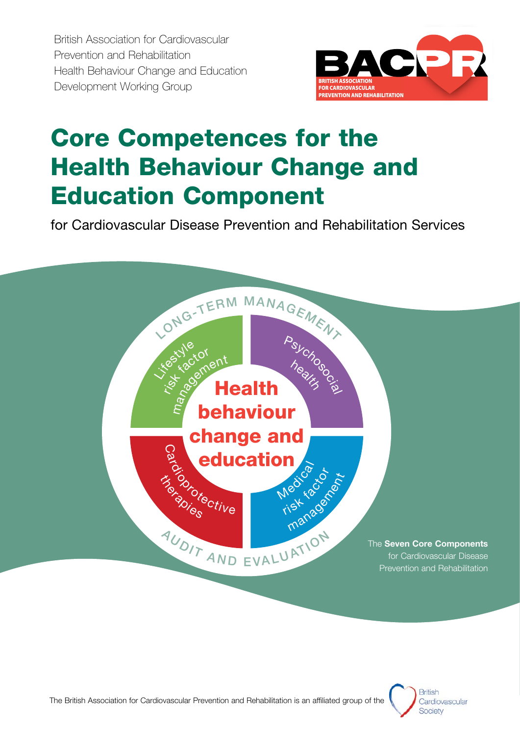British Association for Cardiovascular Prevention and Rehabilitation
Health Behaviour Change and Education Development Working Group

BACPR
BRITISH ASSOCIATION FOR CARDIOVASCULAR PREVENTION AND REHABILITATION

# Core Competences for the Health Behaviour Change and Education Component

for Cardiovascular Disease Prevention and Rehabilitation Services

LONG-TERM MANAGEMENT

Lifestyle risk factor management

Psychosocial health

Health behaviour change and education

Cardioprotective therapies

Medical risk factor management

AUDIT AND EVALUATION

The **Seven Core Components** for Cardiovascular Disease Prevention and Rehabilitation

The British Association for Cardiovascular Prevention and Rehabilitation is an affiliated group of the British Cardiovascular Society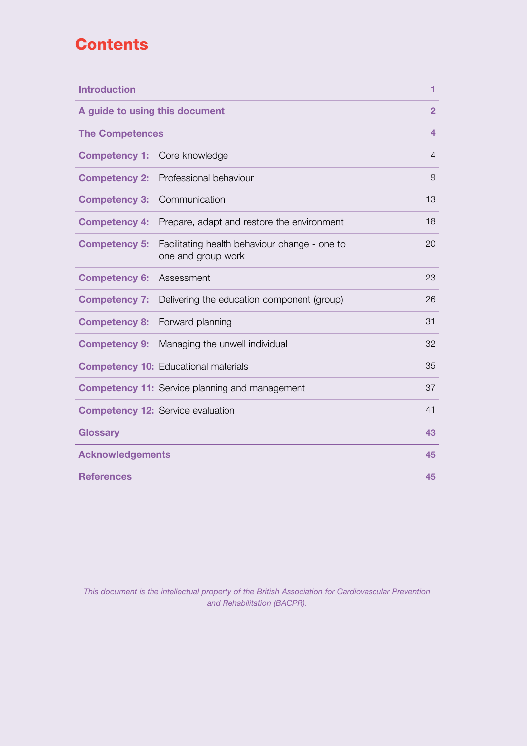# Contents

| | | |
|---|---|---|
| **Introduction** | | **1** |
| **A guide to using this document** | | **2** |
| **The Competences** | | **4** |
| **Competency 1:** | Core knowledge | 4 |
| **Competency 2:** | Professional behaviour | 9 |
| **Competency 3:** | Communication | 13 |
| **Competency 4:** | Prepare, adapt and restore the environment | 18 |
| **Competency 5:** | Facilitating health behaviour change - one to one and group work | 20 |
| **Competency 6:** | Assessment | 23 |
| **Competency 7:** | Delivering the education component (group) | 26 |
| **Competency 8:** | Forward planning | 31 |
| **Competency 9:** | Managing the unwell individual | 32 |
| **Competency 10:** | Educational materials | 35 |
| **Competency 11:** | Service planning and management | 37 |
| **Competency 12:** | Service evaluation | 41 |
| **Glossary** | | **43** |
| **Acknowledgements** | | **45** |
| **References** | | **45** |

*This document is the intellectual property of the British Association for Cardiovascular Prevention and Rehabilitation (BACPR).*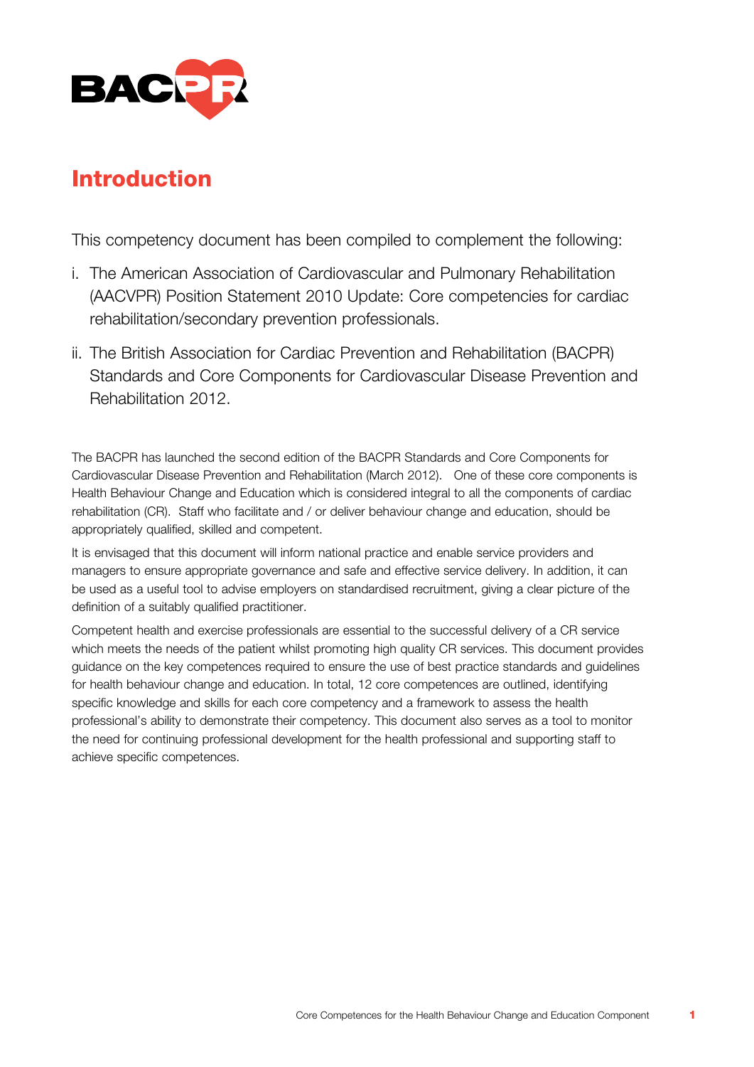# Introduction

This competency document has been compiled to complement the following:

i. The American Association of Cardiovascular and Pulmonary Rehabilitation (AACVPR) Position Statement 2010 Update: Core competencies for cardiac rehabilitation/secondary prevention professionals.

ii. The British Association for Cardiac Prevention and Rehabilitation (BACPR) Standards and Core Components for Cardiovascular Disease Prevention and Rehabilitation 2012.

The BACPR has launched the second edition of the BACPR Standards and Core Components for Cardiovascular Disease Prevention and Rehabilitation (March 2012). One of these core components is Health Behaviour Change and Education which is considered integral to all the components of cardiac rehabilitation (CR). Staff who facilitate and / or deliver behaviour change and education, should be appropriately qualified, skilled and competent.

It is envisaged that this document will inform national practice and enable service providers and managers to ensure appropriate governance and safe and effective service delivery. In addition, it can be used as a useful tool to advise employers on standardised recruitment, giving a clear picture of the definition of a suitably qualified practitioner.

Competent health and exercise professionals are essential to the successful delivery of a CR service which meets the needs of the patient whilst promoting high quality CR services. This document provides guidance on the key competences required to ensure the use of best practice standards and guidelines for health behaviour change and education. In total, 12 core competences are outlined, identifying specific knowledge and skills for each core competency and a framework to assess the health professional's ability to demonstrate their competency. This document also serves as a tool to monitor the need for continuing professional development for the health professional and supporting staff to achieve specific competences.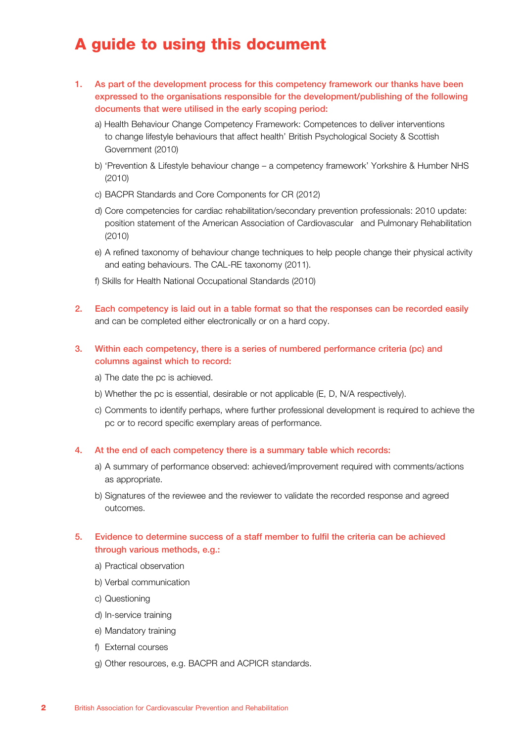# A guide to using this document

1. **As part of the development process for this competency framework our thanks have been expressed to the organisations responsible for the development/publishing of the following documents that were utilised in the early scoping period:**

   a) Health Behaviour Change Competency Framework: Competences to deliver interventions to change lifestyle behaviours that affect health' British Psychological Society & Scottish Government (2010)

   b) 'Prevention & Lifestyle behaviour change – a competency framework' Yorkshire & Humber NHS (2010)

   c) BACPR Standards and Core Components for CR (2012)

   d) Core competencies for cardiac rehabilitation/secondary prevention professionals: 2010 update: position statement of the American Association of Cardiovascular and Pulmonary Rehabilitation (2010)

   e) A refined taxonomy of behaviour change techniques to help people change their physical activity and eating behaviours. The CAL-RE taxonomy (2011).

   f) Skills for Health National Occupational Standards (2010)

2. **Each competency is laid out in a table format so that the responses can be recorded easily** and can be completed either electronically or on a hard copy.

3. **Within each competency, there is a series of numbered performance criteria (pc) and columns against which to record:**

   a) The date the pc is achieved.

   b) Whether the pc is essential, desirable or not applicable (E, D, N/A respectively).

   c) Comments to identify perhaps, where further professional development is required to achieve the pc or to record specific exemplary areas of performance.

4. **At the end of each competency there is a summary table which records:**

   a) A summary of performance observed: achieved/improvement required with comments/actions as appropriate.

   b) Signatures of the reviewee and the reviewer to validate the recorded response and agreed outcomes.

5. **Evidence to determine success of a staff member to fulfil the criteria can be achieved through various methods, e.g.:**

   a) Practical observation

   b) Verbal communication

   c) Questioning

   d) In-service training

   e) Mandatory training

   f) External courses

   g) Other resources, e.g. BACPR and ACPICR standards.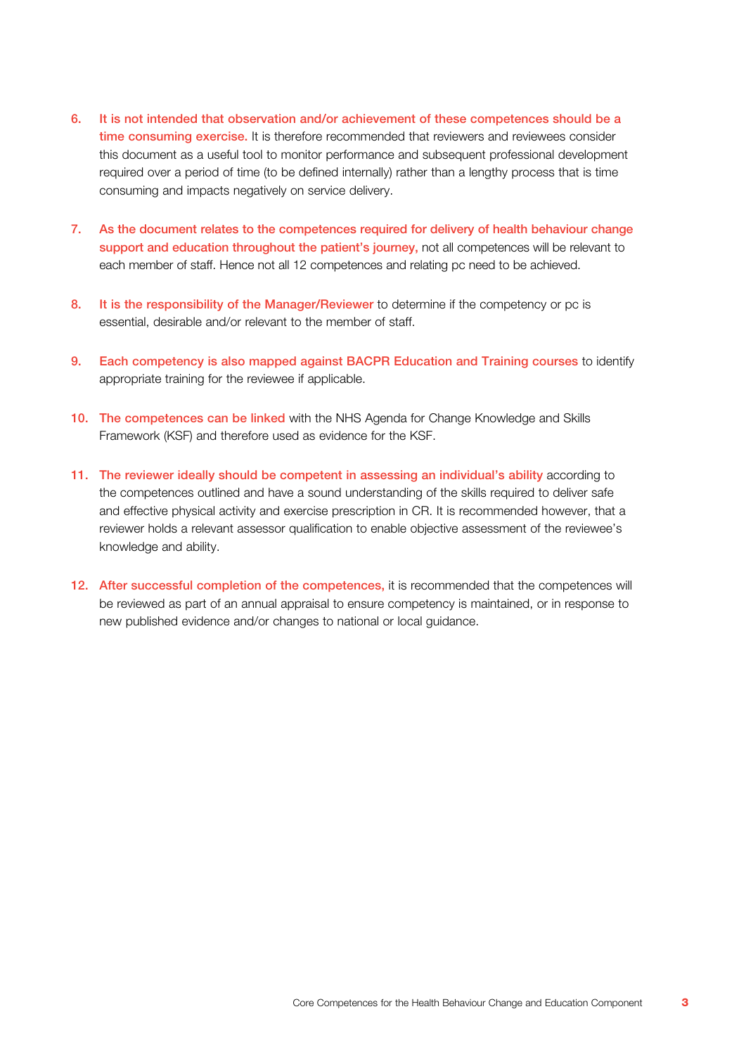6. **It is not intended that observation and/or achievement of these competences should be a time consuming exercise.** It is therefore recommended that reviewers and reviewees consider this document as a useful tool to monitor performance and subsequent professional development required over a period of time (to be defined internally) rather than a lengthy process that is time consuming and impacts negatively on service delivery.

7. **As the document relates to the competences required for delivery of health behaviour change support and education throughout the patient's journey,** not all competences will be relevant to each member of staff. Hence not all 12 competences and relating pc need to be achieved.

8. **It is the responsibility of the Manager/Reviewer** to determine if the competency or pc is essential, desirable and/or relevant to the member of staff.

9. **Each competency is also mapped against BACPR Education and Training courses** to identify appropriate training for the reviewee if applicable.

10. **The competences can be linked** with the NHS Agenda for Change Knowledge and Skills Framework (KSF) and therefore used as evidence for the KSF.

11. **The reviewer ideally should be competent in assessing an individual's ability** according to the competences outlined and have a sound understanding of the skills required to deliver safe and effective physical activity and exercise prescription in CR. It is recommended however, that a reviewer holds a relevant assessor qualification to enable objective assessment of the reviewee's knowledge and ability.

12. **After successful completion of the competences,** it is recommended that the competences will be reviewed as part of an annual appraisal to ensure competency is maintained, or in response to new published evidence and/or changes to national or local guidance.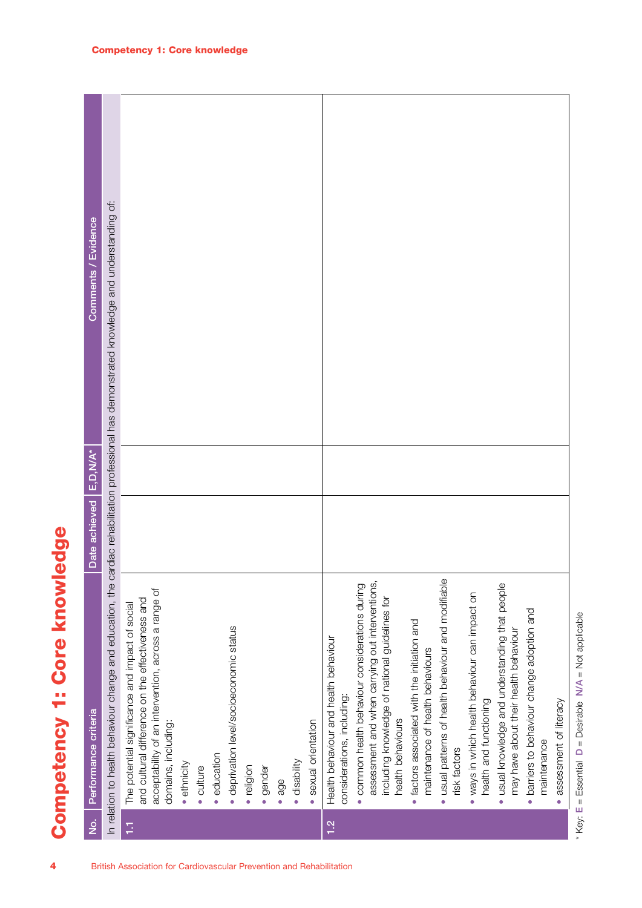# Competency 1: Core knowledge

| No. | Performance criteria | Date achieved | E,D,N/A* | Comments / Evidence |
|---|---|---|---|---|
| | In relation to health behaviour change and education, the cardiac rehabilitation professional has demonstrated knowledge and understanding of: | | | |
| 1.1 | The potential significance and impact of social and cultural difference on the effectiveness and acceptability of an intervention, across a range of domains, including:<br>• ethnicity<br>• culture<br>• education<br>• deprivation level/socioeconomic status<br>• religion<br>• gender<br>• age<br>• disability<br>• sexual orientation | | | |
| 1.2 | Health behaviour and health behaviour considerations, including:<br>• common health behaviour considerations during assessment and when carrying out interventions, including knowledge of national guidelines for health behaviours<br>• factors associated with the initiation and maintenance of health behaviours<br>• usual patterns of health behaviour and modifiable risk factors<br>• ways in which health behaviour can impact on health and functioning<br>• usual knowledge and understanding that people may have about their health behaviour<br>• barriers to behaviour change adoption and maintenance<br>• assessment of literacy | | | |

\* Key: **E** = Essential **D** = Desirable **N/A** = Not applicable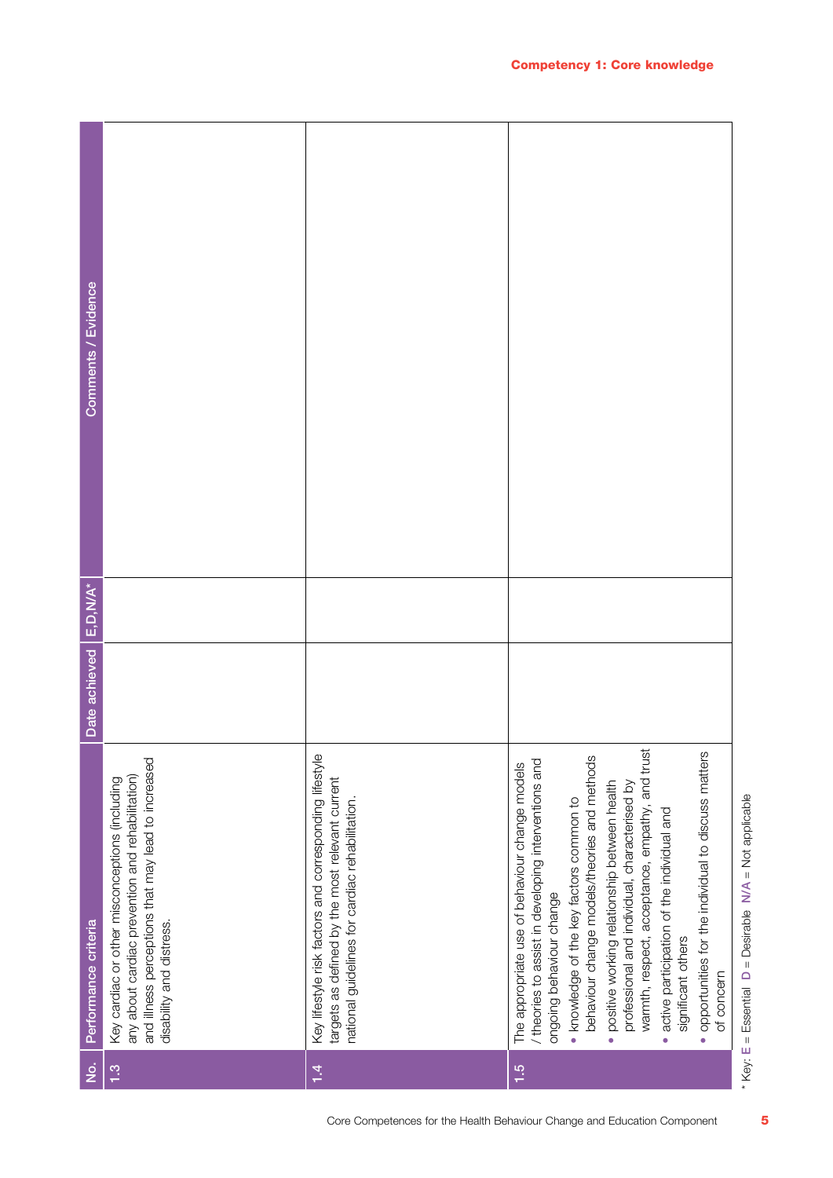## Competency 1: Core knowledge

| No. | Performance criteria | Date achieved | E,D,N/A* | Comments / Evidence |
|---|---|---|---|---|
| 1.3 | Key cardiac or other misconceptions (including any about cardiac prevention and rehabilitation) and illness perceptions that may lead to increased disability and distress. | | | |
| 1.4 | Key lifestyle risk factors and corresponding lifestyle targets as defined by the most relevant current national guidelines for cardiac rehabilitation. | | | |
| 1.5 | The appropriate use of behaviour change models / theories to assist in developing interventions and ongoing behaviour change<br>• knowledge of the key factors common to behaviour change models/theories and methods<br>• positive working relationship between health professional and individual, characterised by warmth, respect, acceptance, empathy, and trust<br>• active participation of the individual and significant others<br>• opportunities for the individual to discuss matters of concern | | | |

* Key: E = Essential D = Desirable N/A = Not applicable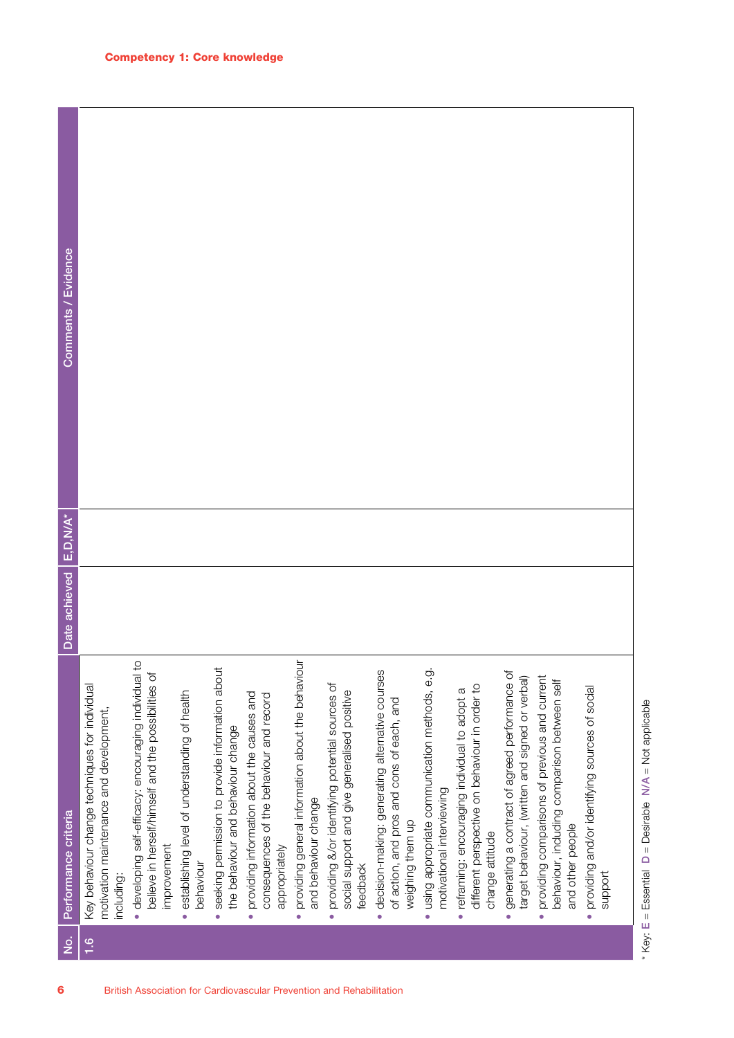## Competency 1: Core knowledge

| No. | Performance criteria | Date achieved | E,D,N/A* | Comments / Evidence |
|---|---|---|---|---|
| 1.6 | Key behaviour change techniques for individual motivation maintenance and development, including:<br>• developing self-efficacy: encouraging individual to believe in herself/himself and the possibilities of improvement<br>• establishing level of understanding of health behaviour<br>• seeking permission to provide information about the behaviour and behaviour change<br>• providing information about the causes and consequences of the behaviour and record appropriately<br>• providing general information about the behaviour and behaviour change<br>• providing &/or identifying potential sources of social support and give generalised positive feedback<br>• decision-making: generating alternative courses of action, and pros and cons of each, and weighing them up<br>• using appropriate communication methods, e.g. motivational interviewing<br>• reframing: encouraging individual to adopt a different perspective on behaviour in order to change attitude<br>• generating a contract of agreed performance of target behaviour, (written and signed or verbal)<br>• providing comparisons of previous and current behaviour, including comparison between self and other people<br>• providing and/or identifying sources of social support | | | |

* Key: E = Essential D = Desirable N/A = Not applicable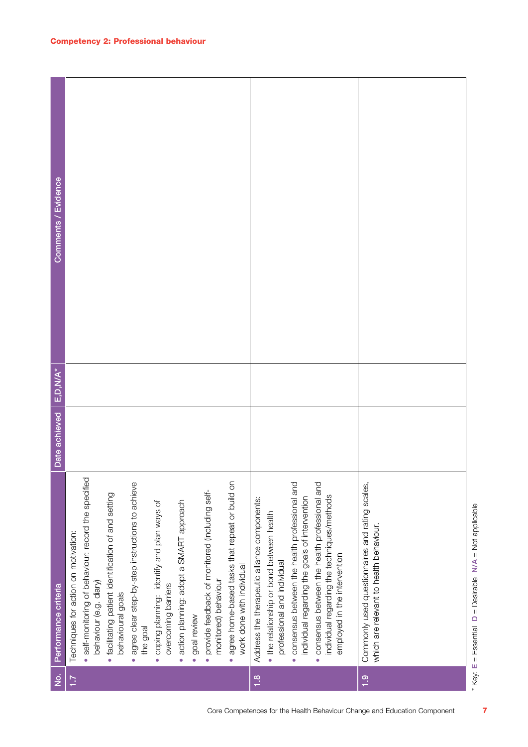**Competency 2: Professional behaviour**

| No. | Performance criteria | Date achieved | E,D,N/A* | Comments / Evidence |
|---|---|---|---|---|
| 1.7 | Techniques for action on motivation:<br>• self-monitoring of behaviour: record the specified behaviour (e.g. diary)<br>• facilitating patient identification of and setting behavioural goals<br>• agree clear step-by-step instructions to achieve the goal<br>• coping planning: identify and plan ways of overcoming barriers<br>• action planning: adopt a SMART approach<br>• goal review<br>• provide feedback of monitored (including self-monitored) behaviour<br>• agree home-based tasks that repeat or build on work done with individual | | | |
| 1.8 | Address the therapeutic alliance components:<br>• the relationship or bond between health professional and individual<br>• consensus between the health professional and individual regarding the goals of intervention<br>• consensus between the health professional and individual regarding the techniques/methods employed in the intervention | | | |
| 1.9 | Commonly used questionnaires and rating scales, which are relevant to health behaviour. | | | |

* Key: E = Essential D = Desirable N/A = Not applicable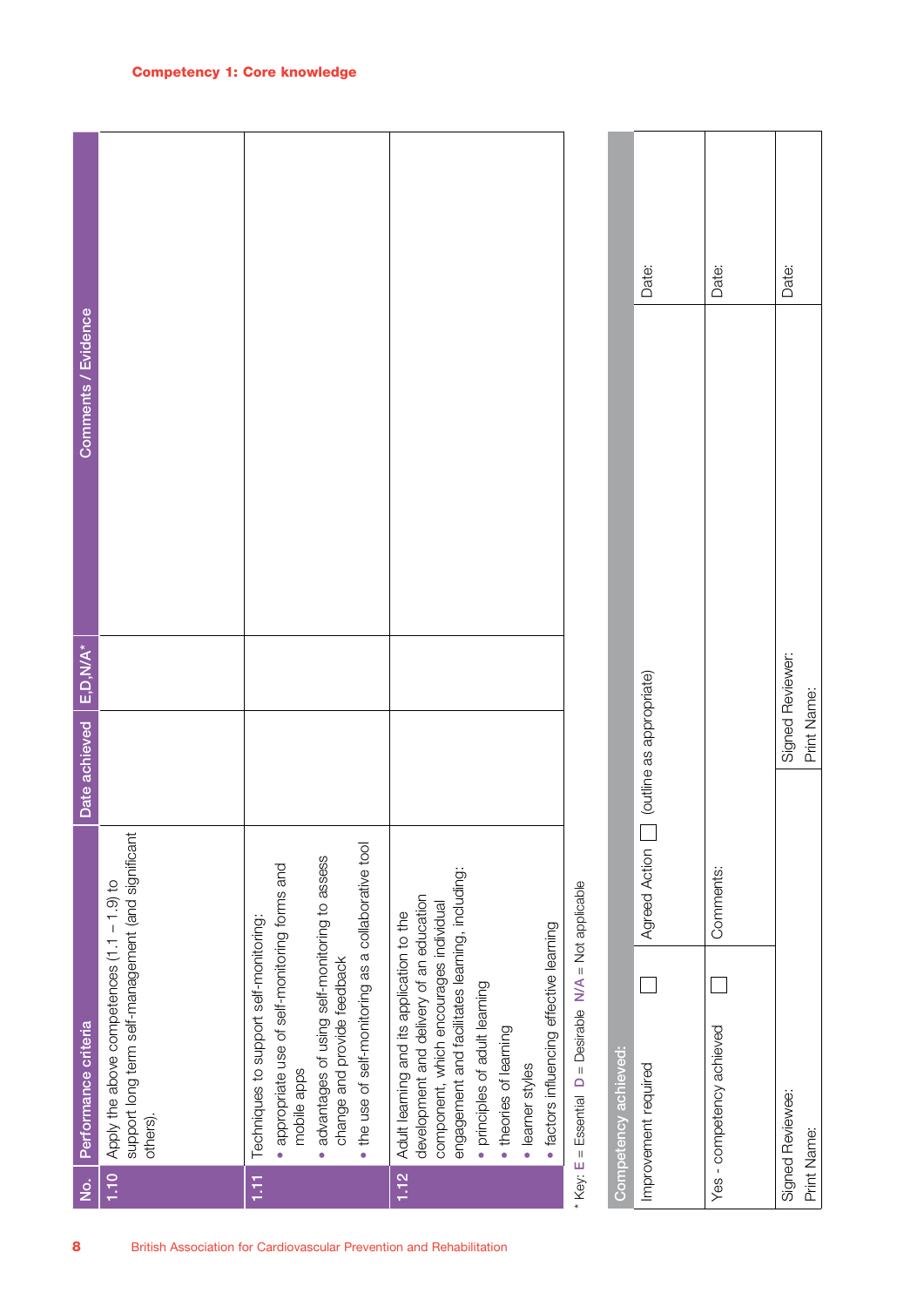## Competency 1: Core knowledge

| No. | Performance criteria | Date achieved | E,D,N/A* | Comments / Evidence |
|---|---|---|---|---|
| 1.10 | Apply the above competences (1.1 – 1.9) to support long term self-management (and significant others). | | | |
| 1.11 | Techniques to support self-monitoring:<br>• appropriate use of self-monitoring forms and mobile apps<br>• advantages of using self-monitoring to assess change and provide feedback<br>• the use of self-monitoring as a collaborative tool | | | |
| 1.12 | Adult learning and its application to the development and delivery of an education component, which encourages individual engagement and facilitates learning, including:<br>• principles of adult learning<br>• theories of learning<br>• learner styles<br>• factors influencing effective learning | | | |

* Key: E = Essential D = Desirable N/A = Not applicable

| Competency achieved: | | | |
|---|---|---|---|
| Improvement required ☐ | Agreed Action ☐ (outline as appropriate) | | Date: |
| Yes - competency achieved ☐ | Comments: | | Date: |
| Signed Reviewee:<br>Print Name: | | Signed Reviewer:<br>Print Name: | Date: |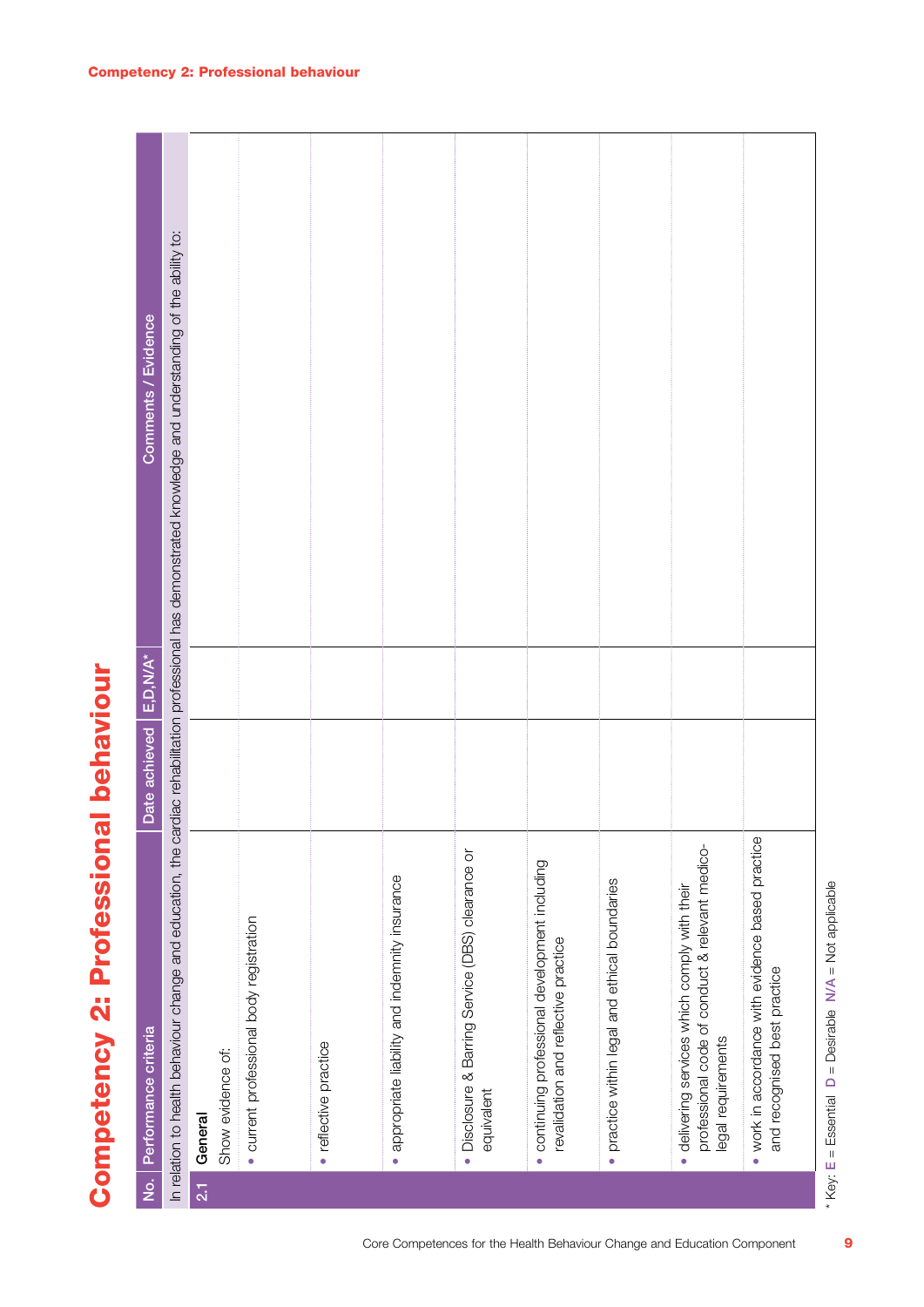# Competency 2: Professional behaviour

| No. | Performance criteria | Date achieved | E,D,N/A* | Comments / Evidence |
|---|---|---|---|---|
| | In relation to health behaviour change and education, the cardiac rehabilitation professional has demonstrated knowledge and understanding of the ability to: | | | |
| 2.1 | **General**<br>Show evidence of: | | | |
| | • current professional body registration | | | |
| | • reflective practice | | | |
| | • appropriate liability and indemnity insurance | | | |
| | • Disclosure & Barring Service (DBS) clearance or equivalent | | | |
| | • continuing professional development including revalidation and reflective practice | | | |
| | • practice within legal and ethical boundaries | | | |
| | • delivering services which comply with their professional code of conduct & relevant medico-legal requirements | | | |
| | • work in accordance with evidence based practice and recognised best practice | | | |

\* Key: E = Essential D = Desirable N/A = Not applicable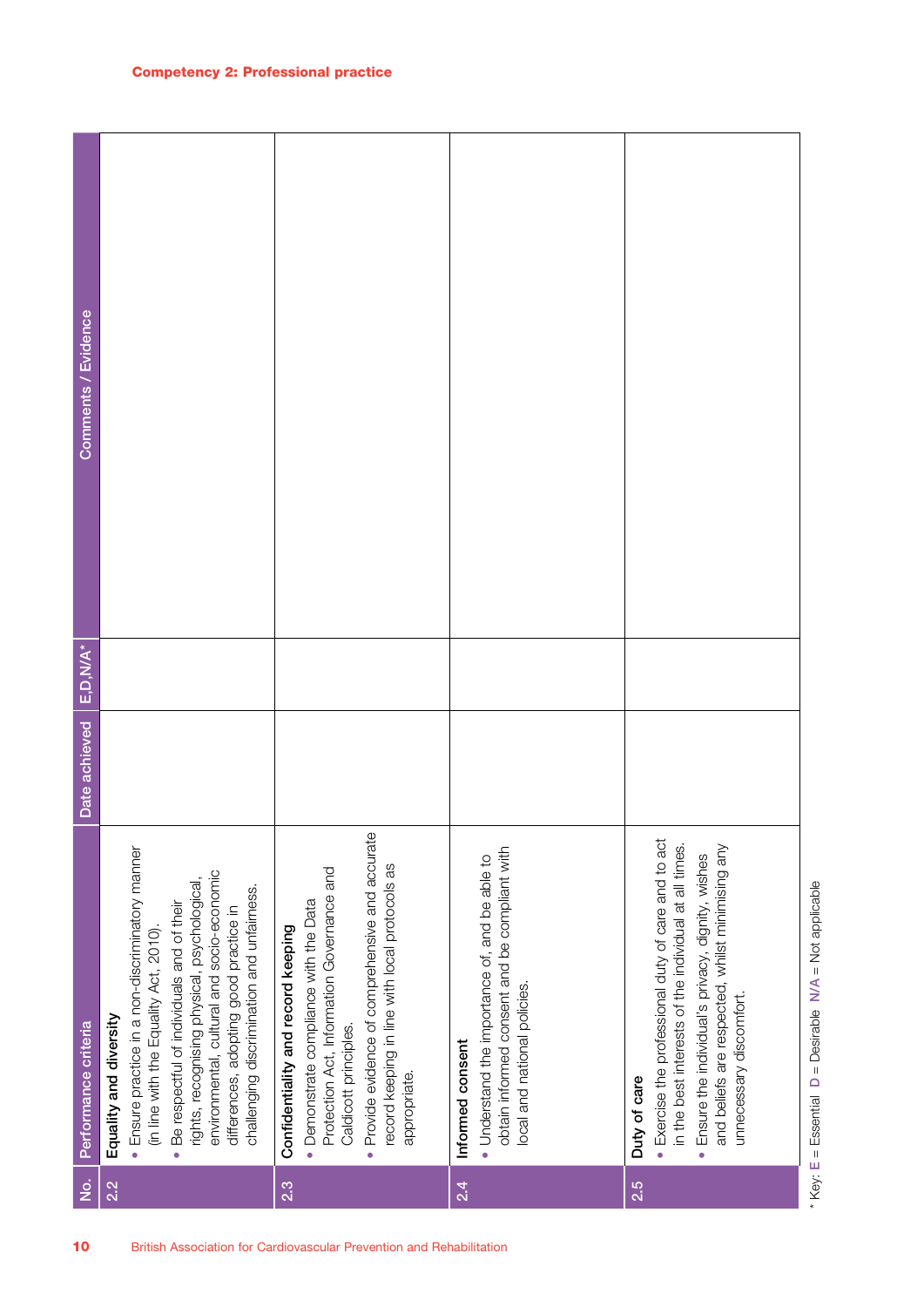## Competency 2: Professional practice

| No. | Performance criteria | Date achieved | E,D,N/A* | Comments / Evidence |
|---|---|---|---|---|
| 2.2 | **Equality and diversity**<br>• Ensure practice in a non-discriminatory manner (in line with the Equality Act, 2010).<br>• Be respectful of individuals and of their rights, recognising physical, psychological, environmental, cultural and socio-economic differences, adopting good practice in challenging discrimination and unfairness. | | | |
| 2.3 | **Confidentiality and record keeping**<br>• Demonstrate compliance with the Data Protection Act, Information Governance and Caldicott principles.<br>• Provide evidence of comprehensive and accurate record keeping in line with local protocols as appropriate. | | | |
| 2.4 | **Informed consent**<br>• Understand the importance of, and be able to obtain informed consent and be compliant with local and national policies. | | | |
| 2.5 | **Duty of care**<br>• Exercise the professional duty of care and to act in the best interests of the individual at all times.<br>• Ensure the individual's privacy, dignity, wishes and beliefs are respected, whilst minimising any unnecessary discomfort. | | | |

* Key: E = Essential D = Desirable N/A = Not applicable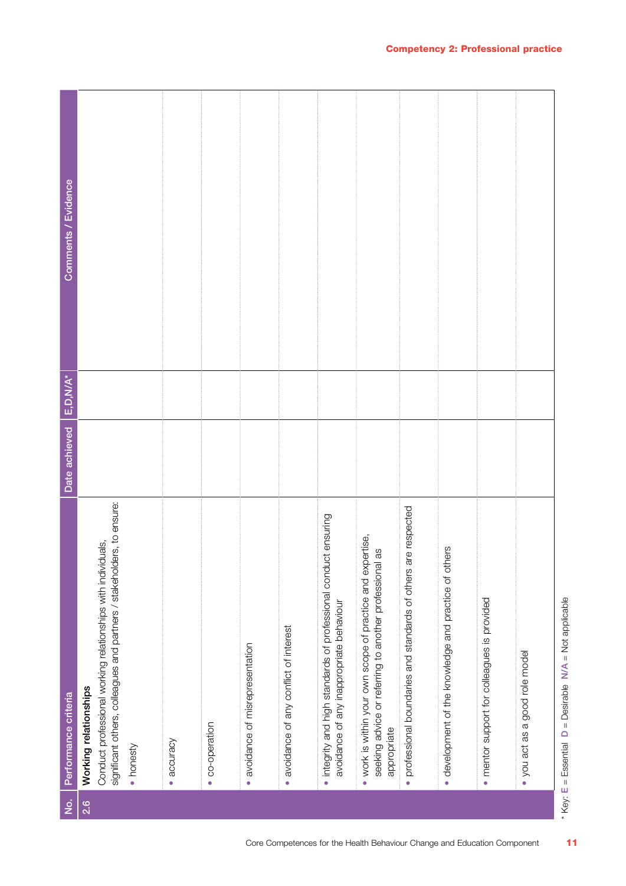## Competency 2: Professional practice

| No. | Performance criteria | Date achieved | E,D,N/A* | Comments / Evidence |
|---|---|---|---|---|
| 2.6 | **Working relationships**<br>Conduct professional working relationships with individuals, significant others, colleagues and partners / stakeholders, to ensure:<br>• honesty | | | |
| | • accuracy | | | |
| | • co-operation | | | |
| | • avoidance of misrepresentation | | | |
| | • avoidance of any conflict of interest | | | |
| | • integrity and high standards of professional conduct ensuring avoidance of any inappropriate behaviour | | | |
| | • work is within your own scope of practice and expertise, seeking advice or referring to another professional as appropriate | | | |
| | • professional boundaries and standards of others are respected | | | |
| | • development of the knowledge and practice of others | | | |
| | • mentor support for colleagues is provided | | | |
| | • you act as a good role model | | | |

\* Key: E = Essential D = Desirable N/A = Not applicable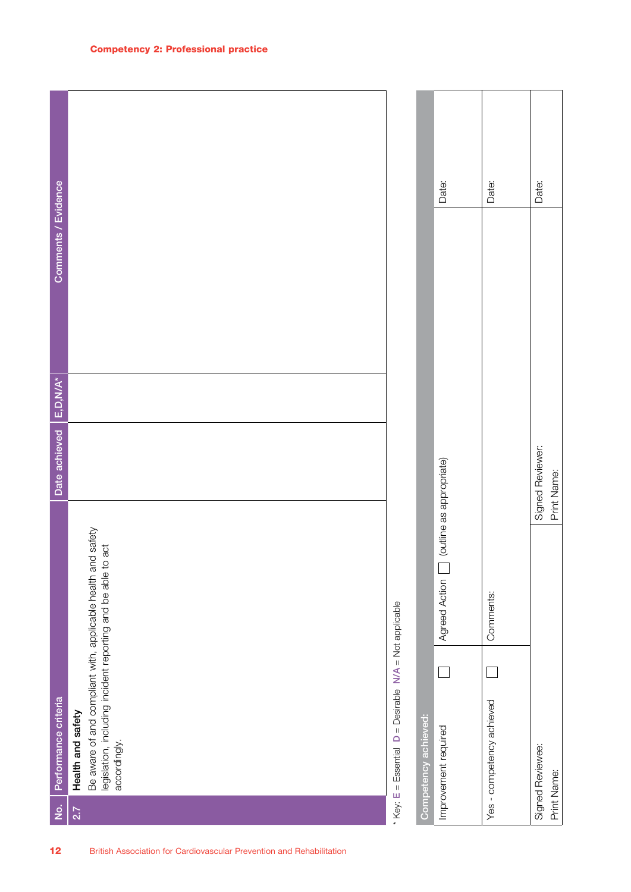## Competency 2: Professional practice

| No. | Performance criteria | Date achieved | E,D,N/A* | Comments / Evidence |
|---|---|---|---|---|
| 2.7 | **Health and safety**<br>Be aware of and compliant with, applicable health and safety legislation, including incident reporting and be able to act accordingly. | | | |

\* Key: E = Essential D = Desirable N/A = Not applicable

| Competency achieved: | | |
|---|---|---|
| Improvement required ☐ | Agreed Action ☐ (outline as appropriate) | Date: |
| Yes - competency achieved ☐ | Comments: | Date: |
| Signed Reviewee:<br>Print Name: | Signed Reviewer:<br>Print Name: | Date: |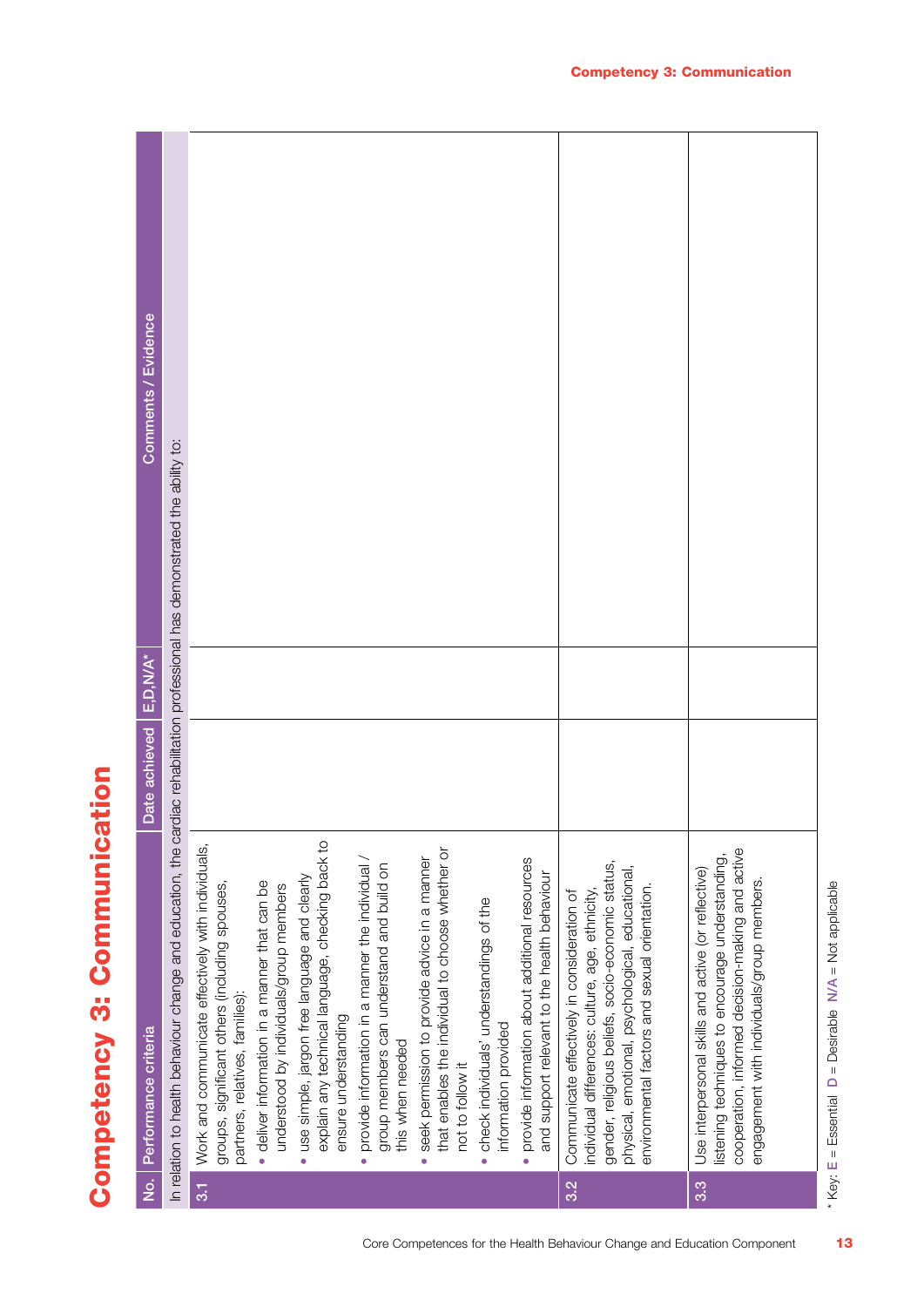# Competency 3: Communication

| No. | Performance criteria | Date achieved | E,D,N/A* | Comments / Evidence |
|---|---|---|---|---|
| | In relation to health behaviour change and education, the cardiac rehabilitation professional has demonstrated the ability to: | | | |
| 3.1 | Work and communicate effectively with individuals, groups, significant others (including spouses, partners, relatives, families):<br>• deliver information in a manner that can be understood by individuals/group members<br>• use simple, jargon free language and clearly explain any technical language, checking back to ensure understanding<br>• provide information in a manner the individual / group members can understand and build on this when needed<br>• seek permission to provide advice in a manner that enables the individual to choose whether or not to follow it<br>• check individuals' understandings of the information provided<br>• provide information about additional resources and support relevant to the health behaviour | | | |
| 3.2 | Communicate effectively in consideration of individual differences: culture, age, ethnicity, gender, religious beliefs, socio-economic status, physical, emotional, psychological, educational, environmental factors and sexual orientation. | | | |
| 3.3 | Use interpersonal skills and active (or reflective) listening techniques to encourage understanding, cooperation, informed decision-making and active engagement with individuals/group members. | | | |

* Key: E = Essential D = Desirable N/A = Not applicable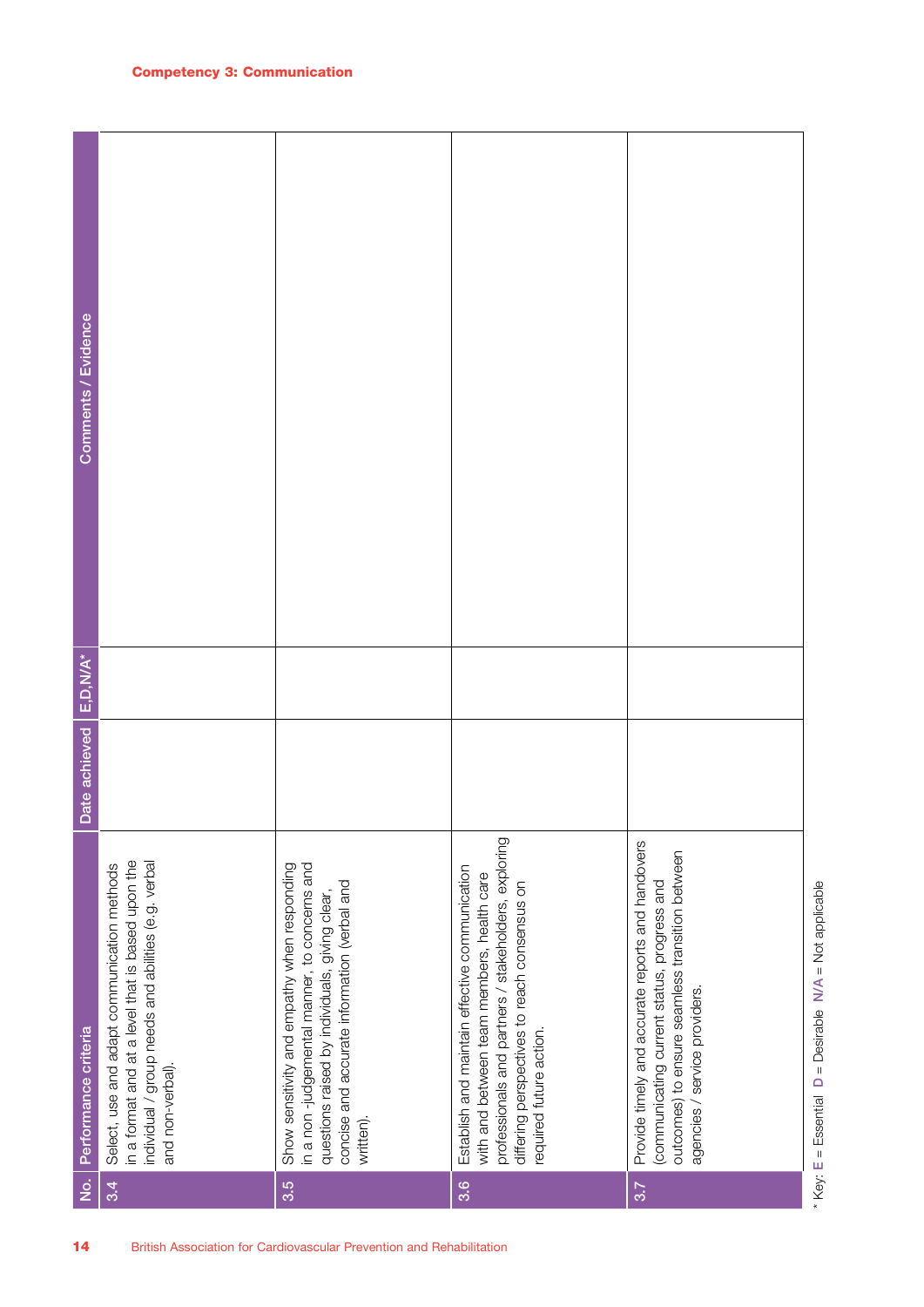## Competency 3: Communication

| No. | Performance criteria | Date achieved | E,D,N/A* | Comments / Evidence |
|---|---|---|---|---|
| 3.4 | Select, use and adapt communication methods in a format and at a level that is based upon the individual / group needs and abilities (e.g. verbal and non-verbal). | | | |
| 3.5 | Show sensitivity and empathy when responding in a non -judgemental manner, to concerns and questions raised by individuals, giving clear, concise and accurate information (verbal and written). | | | |
| 3.6 | Establish and maintain effective communication with and between team members, health care professionals and partners / stakeholders, exploring differing perspectives to reach consensus on required future action. | | | |
| 3.7 | Provide timely and accurate reports and handovers (communicating current status, progress and outcomes) to ensure seamless transition between agencies / service providers. | | | |

* Key: E = Essential D = Desirable N/A = Not applicable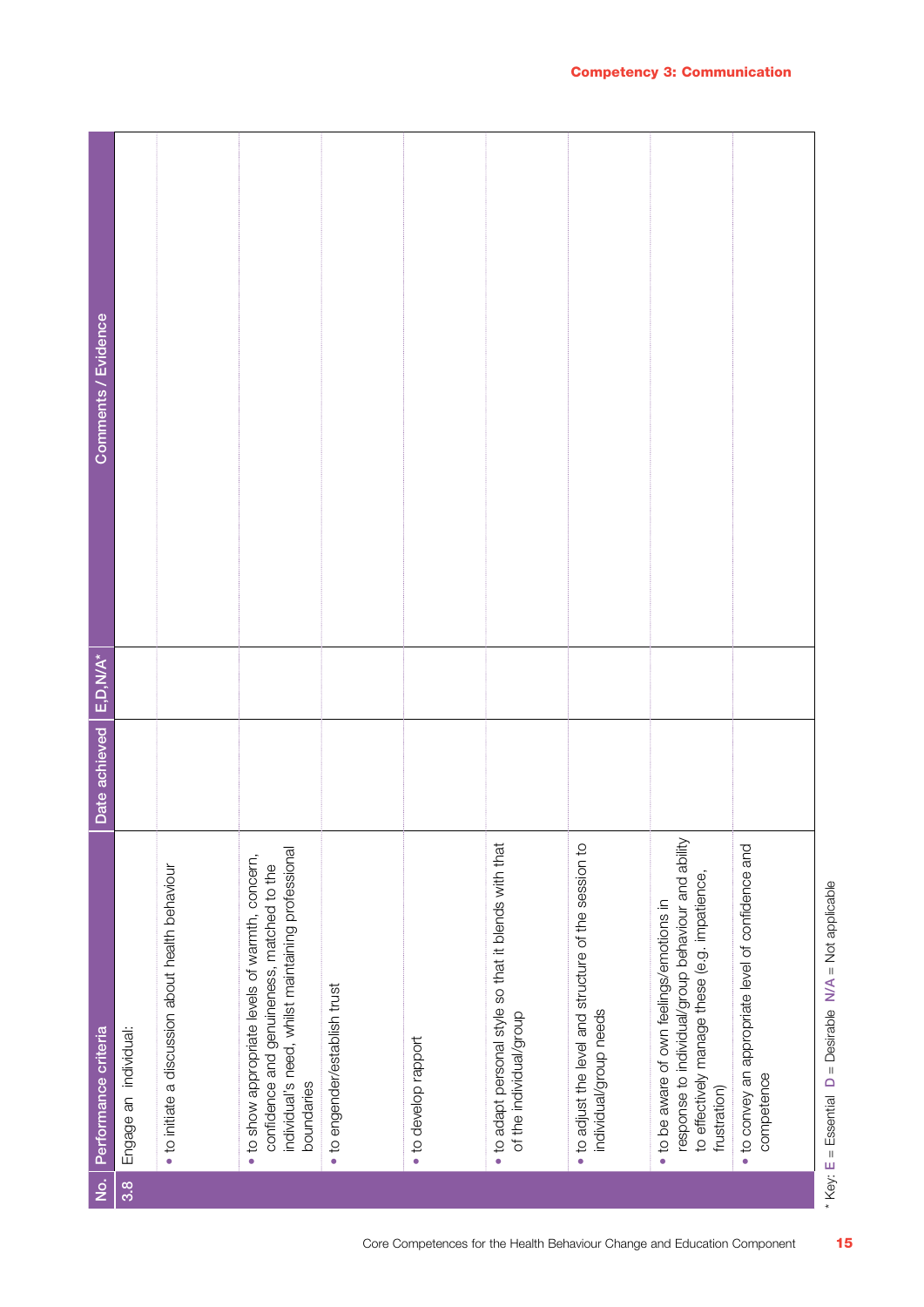## Competency 3: Communication

| No. | Performance criteria | Date achieved | E,D,N/A* | Comments / Evidence |
|---|---|---|---|---|
| 3.8 | Engage an individual: | | | |
| | • to initiate a discussion about health behaviour | | | |
| | • to show appropriate levels of warmth, concern, confidence and genuineness, matched to the individual's need, whilst maintaining professional boundaries | | | |
| | • to engender/establish trust | | | |
| | • to develop rapport | | | |
| | • to adapt personal style so that it blends with that of the individual/group | | | |
| | • to adjust the level and structure of the session to individual/group needs | | | |
| | • to be aware of own feelings/emotions in response to individual/group behaviour and ability to effectively manage these (e.g. impatience, frustration) | | | |
| | • to convey an appropriate level of confidence and competence | | | |

* Key: **E** = Essential **D** = Desirable **N/A** = Not applicable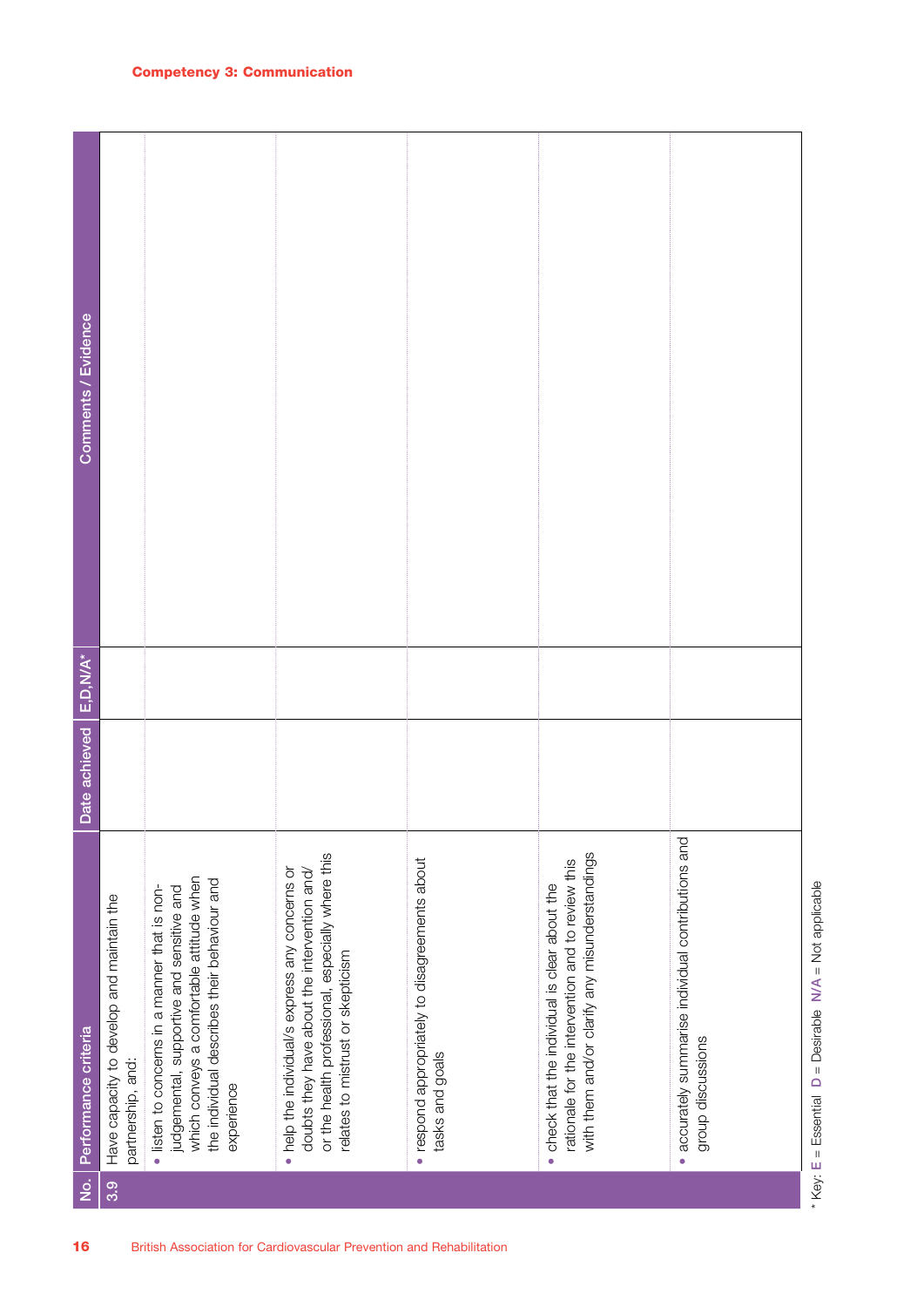## Competency 3: Communication

| No. | Performance criteria | Date achieved | E,D,N/A* | Comments / Evidence |
|---|---|---|---|---|
| 3.9 | Have capacity to develop and maintain the partnership, and: | | | |
| | • listen to concerns in a manner that is non-judgemental, supportive and sensitive and which conveys a comfortable attitude when the individual describes their behaviour and experience | | | |
| | • help the individual/s express any concerns or doubts they have about the intervention and/or the health professional, especially where this relates to mistrust or skepticism | | | |
| | • respond appropriately to disagreements about tasks and goals | | | |
| | • check that the individual is clear about the rationale for the intervention and to review this with them and/or clarify any misunderstandings | | | |
| | • accurately summarise individual contributions and group discussions | | | |

* Key: **E** = Essential **D** = Desirable **N/A** = Not applicable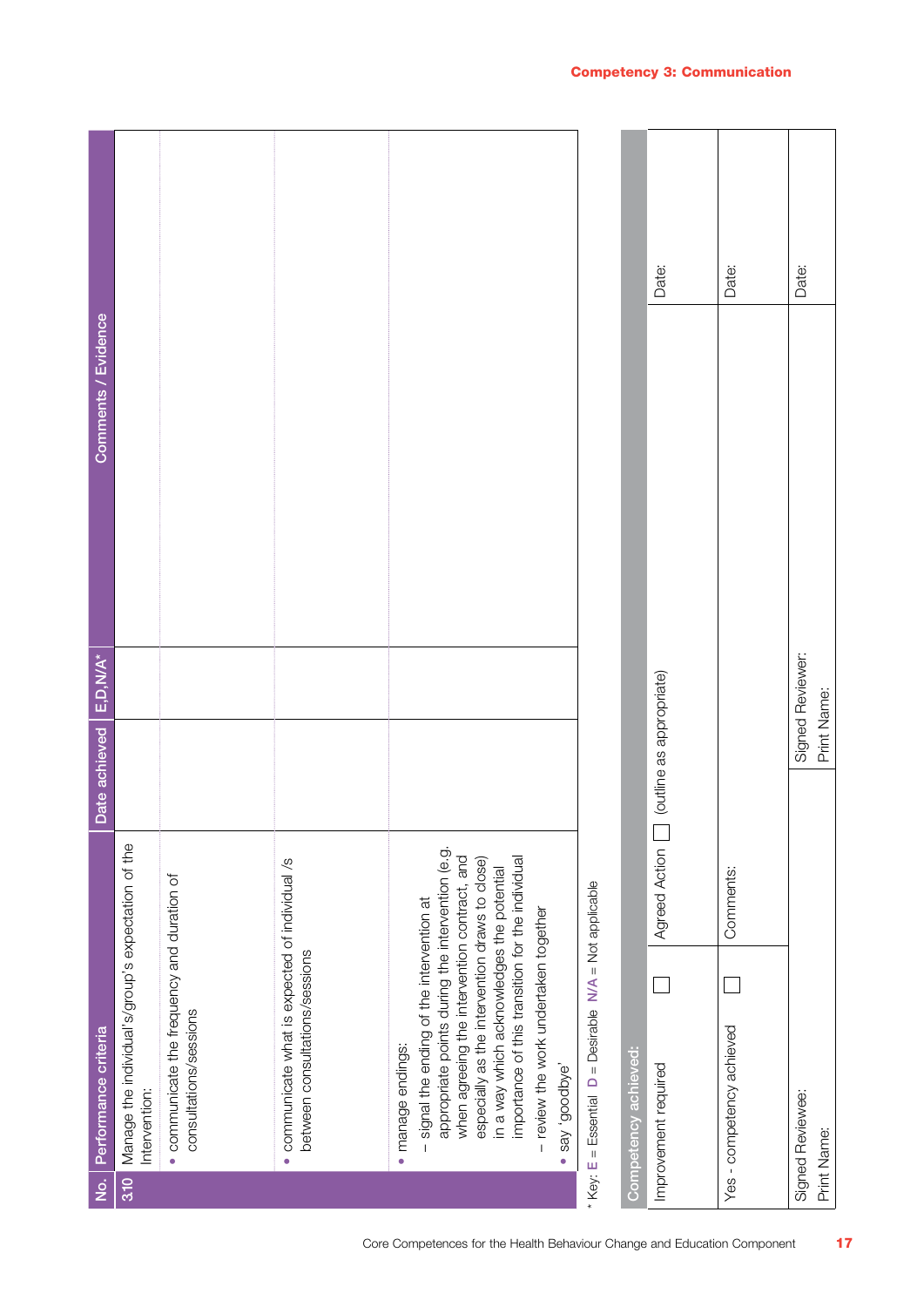## Competency 3: Communication

| No. | Performance criteria | Date achieved | E,D,N/A* | Comments / Evidence |
|---|---|---|---|---|
| 3.10 | Manage the individual's/group's expectation of the Intervention: | | | |
| | • communicate the frequency and duration of consultations/sessions | | | |
| | • communicate what is expected of individual /s between consultations/sessions | | | |
| | • manage endings:<br>– signal the ending of the intervention at appropriate points during the intervention (e.g. when agreeing the intervention contract, and especially as the intervention draws to close) in a way which acknowledges the potential importance of this transition for the individual<br>– review the work undertaken together<br>• say 'goodbye' | | | |

\* Key: E = Essential D = Desirable N/A = Not applicable

| Competency achieved: | | | |
|---|---|---|---|
| Improvement required ☐ | Agreed Action ☐ (outline as appropriate) | | Date: |
| Yes - competency achieved ☐ | Comments: | | Date: |
| Signed Reviewee:<br>Print Name: | | Signed Reviewer:<br>Print Name: | Date: |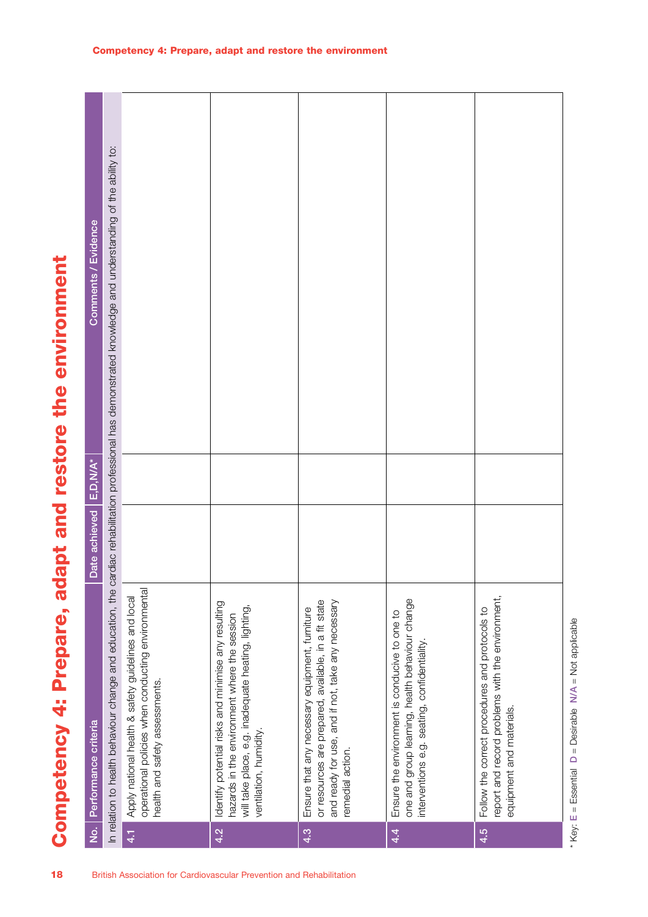# Competency 4: Prepare, adapt and restore the environment

| No. | Performance criteria | Date achieved | E,D,N/A* | Comments / Evidence |
|---|---|---|---|---|
| | In relation to health behaviour change and education, the cardiac rehabilitation professional has demonstrated knowledge and understanding of the ability to: | | | |
| 4.1 | Apply national health & safety guidelines and local operational policies when conducting environmental health and safety assessments. | | | |
| 4.2 | Identify potential risks and minimise any resulting hazards in the environment where the session will take place, e.g. inadequate heating, lighting, ventilation, humidity. | | | |
| 4.3 | Ensure that any necessary equipment, furniture or resources are prepared, available, in a fit state and ready for use, and if not, take any necessary remedial action. | | | |
| 4.4 | Ensure the environment is conducive to one to one and group learning, health behaviour change interventions e.g. seating, confidentiality. | | | |
| 4.5 | Follow the correct procedures and protocols to report and record problems with the environment, equipment and materials. | | | |

* Key: **E** = Essential **D** = Desirable **N/A** = Not applicable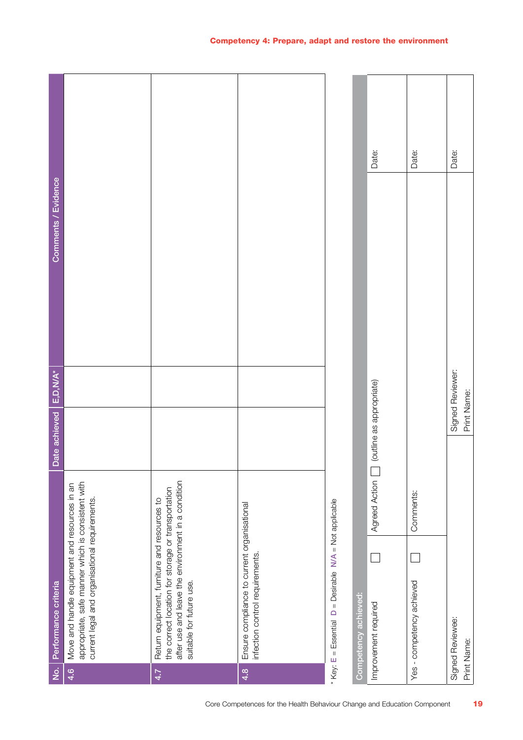## Competency 4: Prepare, adapt and restore the environment

| No. | Performance criteria | Date achieved | E,D,N/A* | Comments / Evidence |
|---|---|---|---|---|
| 4.6 | Move and handle equipment and resources in an appropriate, safe manner which is consistent with current legal and organisational requirements. | | | |
| 4.7 | Return equipment, furniture and resources to the correct location for storage or transportation after use and leave the environment in a condition suitable for future use. | | | |
| 4.8 | Ensure compliance to current organisational infection control requirements. | | | |

* Key: E = Essential D = Desirable N/A = Not applicable

| Competency achieved: | | | |
|---|---|---|---|
| Improvement required ☐ | Agreed Action ☐ (outline as appropriate) | | Date: |
| Yes - competency achieved ☐ | Comments: | | Date: |
| Signed Reviewee: Print Name: | | Signed Reviewer: Print Name: | Date: |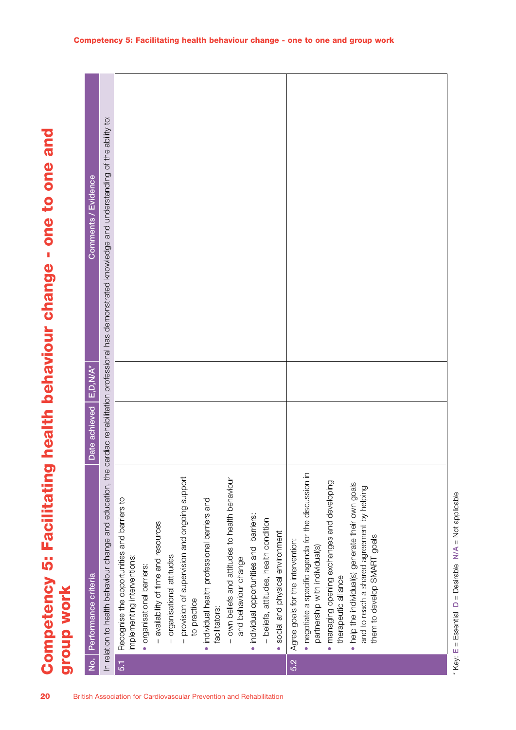# Competency 5: Facilitating health behaviour change - one to one and group work

| No. | Performance criteria | Date achieved | E,D,N/A* | Comments / Evidence |
|---|---|---|---|---|
| In relation to health behaviour change and education, the cardiac rehabilitation professional has demonstrated knowledge and understanding of the ability to: | | | | |
| 5.1 | Recognise the opportunities and barriers to implementing interventions:<br>• organisational barriers:<br>– availability of time and resources<br>– organisational attitudes<br>– provision of supervision and ongoing support to practice<br>• individual health professional barriers and facilitators:<br>– own beliefs and attitudes to health behaviour and behaviour change<br>• individual opportunities and barriers:<br>– beliefs, attitudes, health condition<br>• social and physical environment | | | |
| 5.2 | Agree goals for the intervention:<br>• negotiate a specific agenda for the discussion in partnership with individual(s)<br>• managing opening exchanges and developing therapeutic alliance<br>• help the individual(s) generate their own goals and to reach a shared agreement by helping them to develop SMART goals | | | |

* Key: E = Essential D = Desirable N/A = Not applicable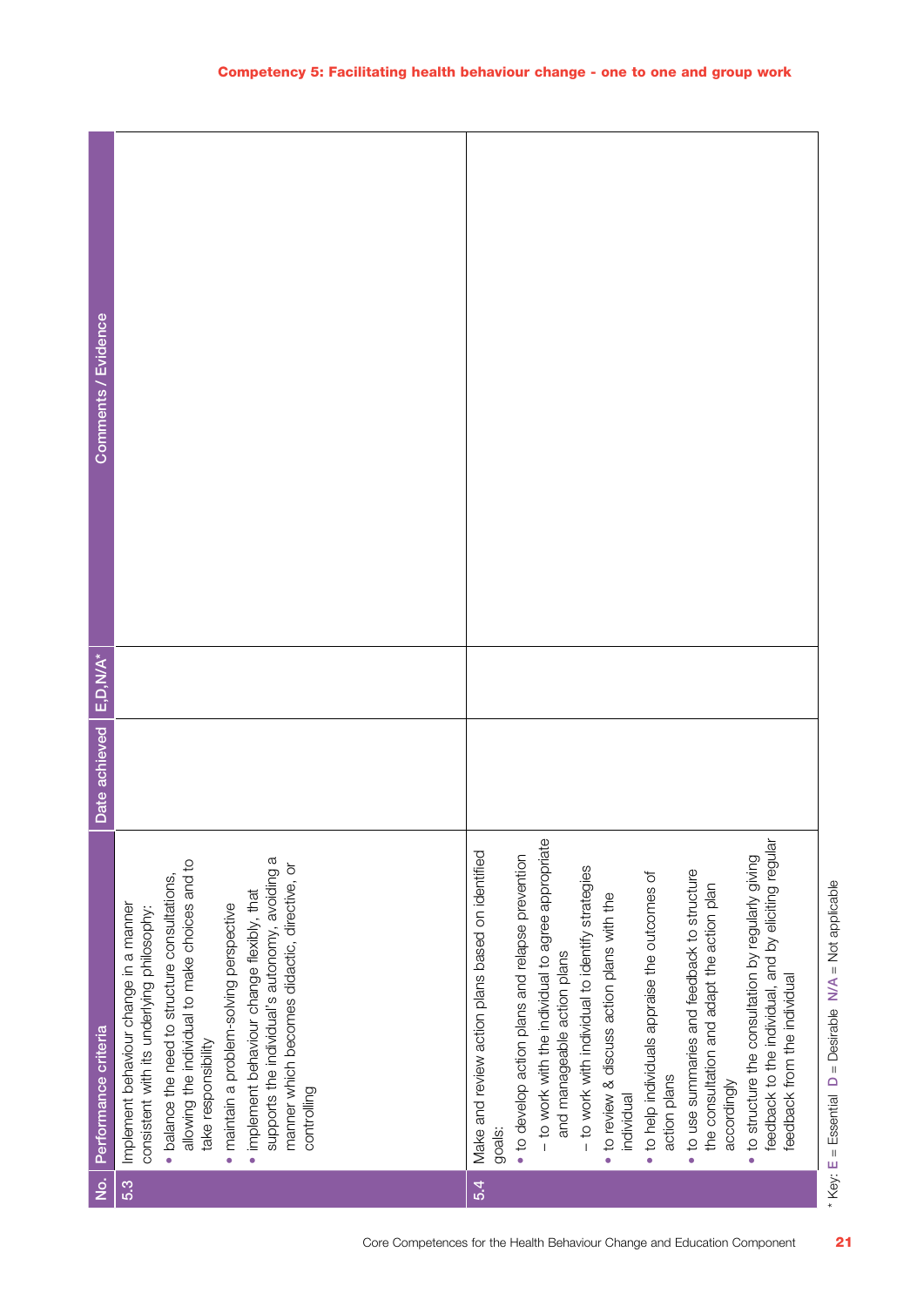## Competency 5: Facilitating health behaviour change - one to one and group work

| No. | Performance criteria | Date achieved | E,D,N/A* | Comments / Evidence |
|---|---|---|---|---|
| 5.3 | Implement behaviour change in a manner consistent with its underlying philosophy:<br>• balance the need to structure consultations, allowing the individual to make choices and to take responsibility<br>• maintain a problem-solving perspective<br>• implement behaviour change flexibly, that supports the individual's autonomy, avoiding a manner which becomes didactic, directive, or controlling | | | |
| 5.4 | Make and review action plans based on identified goals:<br>• to develop action plans and relapse prevention<br>– to work with the individual to agree appropriate and manageable action plans<br>– to work with individual to identify strategies<br>• to review & discuss action plans with the individual<br>• to help individuals appraise the outcomes of action plans<br>• to use summaries and feedback to structure the consultation and adapt the action plan accordingly<br>• to structure the consultation by regularly giving feedback to the individual, and by eliciting regular feedback from the individual | | | |

* Key: E = Essential D = Desirable N/A = Not applicable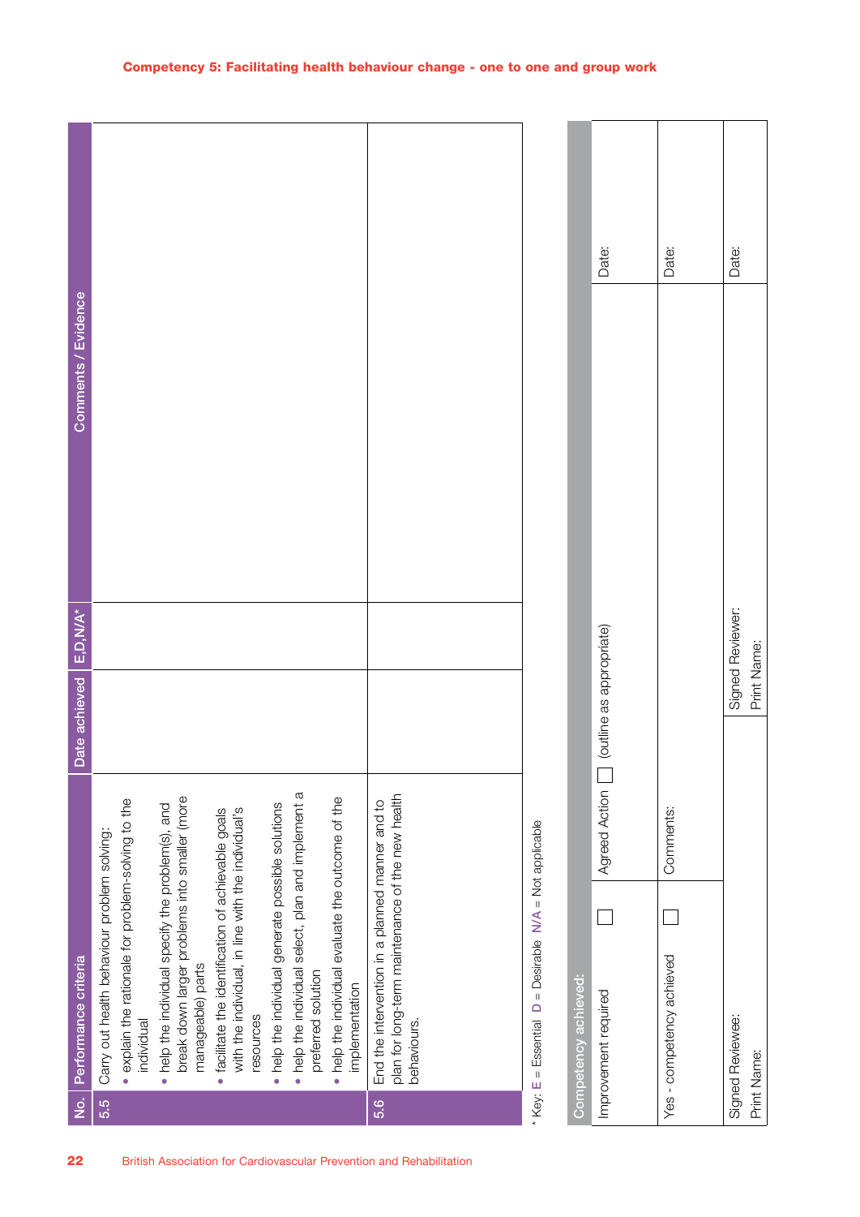## Competency 5: Facilitating health behaviour change - one to one and group work

| No. | Performance criteria | Date achieved | E,D,N/A* | Comments / Evidence |
|---|---|---|---|---|
| 5.5 | Carry out health behaviour problem solving:<br>• explain the rationale for problem-solving to the individual<br>• help the individual specify the problem(s), and break down larger problems into smaller (more manageable) parts<br>• facilitate the identification of achievable goals with the individual, in line with the individual's resources<br>• help the individual generate possible solutions<br>• help the individual select, plan and implement a preferred solution<br>• help the individual evaluate the outcome of the implementation | | | |
| 5.6 | End the intervention in a planned manner and to plan for long-term maintenance of the new health behaviours. | | | |

\* Key: E = Essential D = Desirable N/A = Not applicable

| Competency achieved: | | | |
|---|---|---|---|
| Improvement required ☐ | Agreed Action ☐ (outline as appropriate) | | Date: |
| Yes - competency achieved ☐ | Comments: | | Date: |
| Signed Reviewee:<br>Print Name: | | Signed Reviewer:<br>Print Name: | Date: |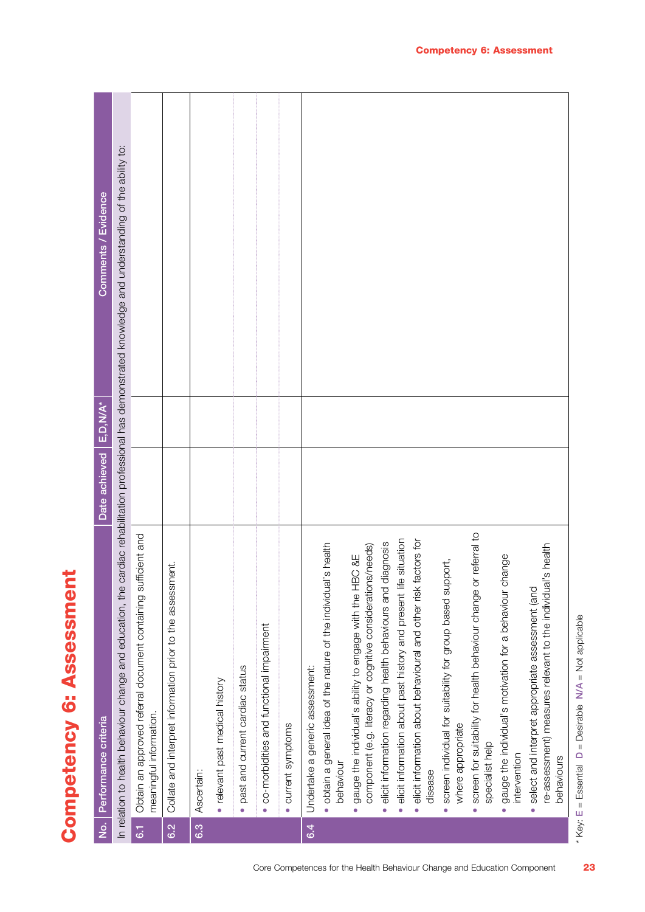# Competency 6: Assessment

| No. | Performance criteria | Date achieved | E,D,N/A* | Comments / Evidence |
|---|---|---|---|---|
| In relation to health behaviour change and education, the cardiac rehabilitation professional has demonstrated knowledge and understanding of the ability to: | | | | |
| 6.1 | Obtain an approved referral document containing sufficient and meaningful information. | | | |
| 6.2 | Collate and interpret information prior to the assessment. | | | |
| 6.3 | Ascertain: | | | |
| | • relevant past medical history | | | |
| | • past and current cardiac status | | | |
| | • co-morbidities and functional impairment | | | |
| | • current symptoms | | | |
| 6.4 | Undertake a generic assessment:<br>• obtain a general idea of the nature of the individual's health behaviour<br>• gauge the individual's ability to engage with the HBC &E component (e.g. literacy or cognitive considerations/needs)<br>• elicit information regarding health behaviours and diagnosis<br>• elicit information about past history and present life situation<br>• elicit information about behavioural and other risk factors for disease<br>• screen individual for suitability for group based support, where appropriate<br>• screen for suitability for health behaviour change or referral to specialist help<br>• gauge the individual's motivation for a behaviour change intervention<br>• select and interpret appropriate assessment (and re-assessment) measures relevant to the individual's health behaviours | | | |

\* Key: E = Essential D = Desirable N/A = Not applicable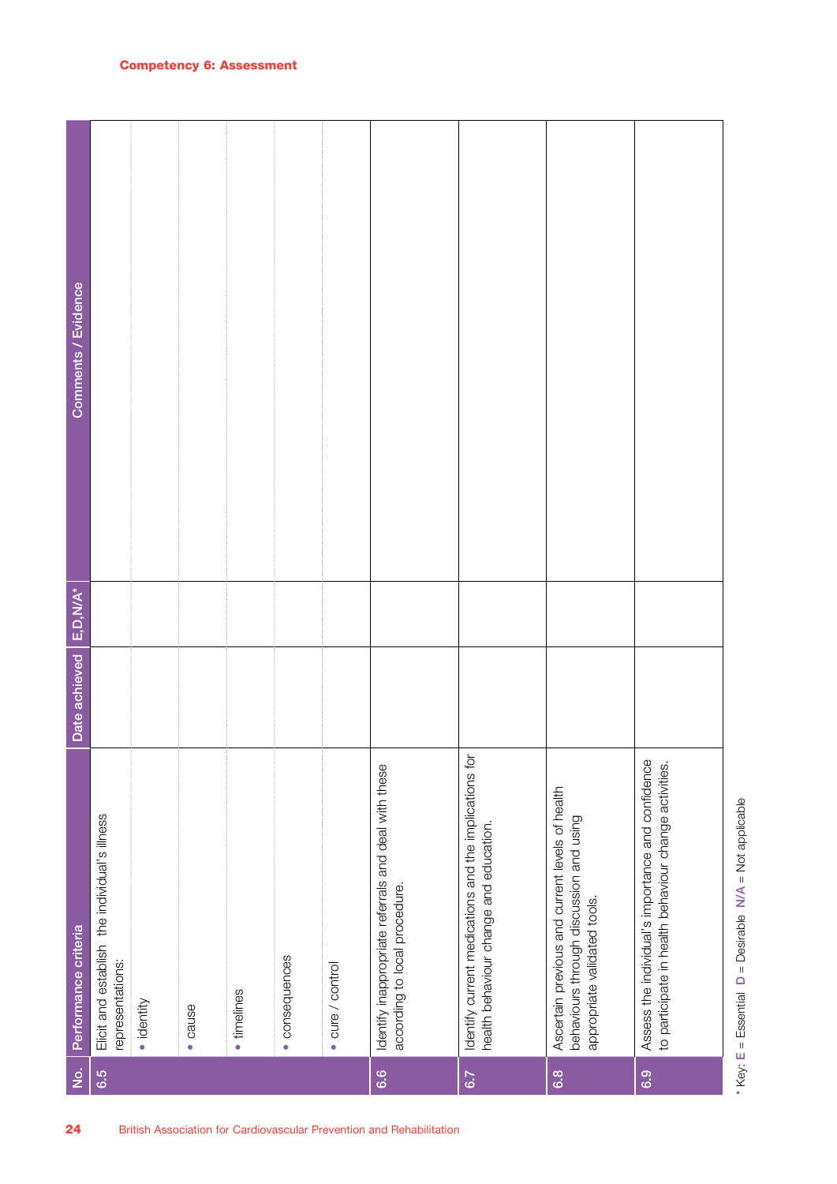## Competency 6: Assessment

| No. | Performance criteria | Date achieved | E,D,N/A* | Comments / Evidence |
|---|---|---|---|---|
| 6.5 | Elicit and establish the individual's illness representations: | | | |
| | • identity | | | |
| | • cause | | | |
| | • timelines | | | |
| | • consequences | | | |
| | • cure / control | | | |
| 6.6 | Identify inappropriate referrals and deal with these according to local procedure. | | | |
| 6.7 | Identify current medications and the implications for health behaviour change and education. | | | |
| 6.8 | Ascertain previous and current levels of health behaviours through discussion and using appropriate validated tools. | | | |
| 6.9 | Assess the individual's importance and confidence to participate in health behaviour change activities. | | | |

* Key: **E** = Essential **D** = Desirable **N/A** = Not applicable

British Association for Cardiovascular Prevention and Rehabilitation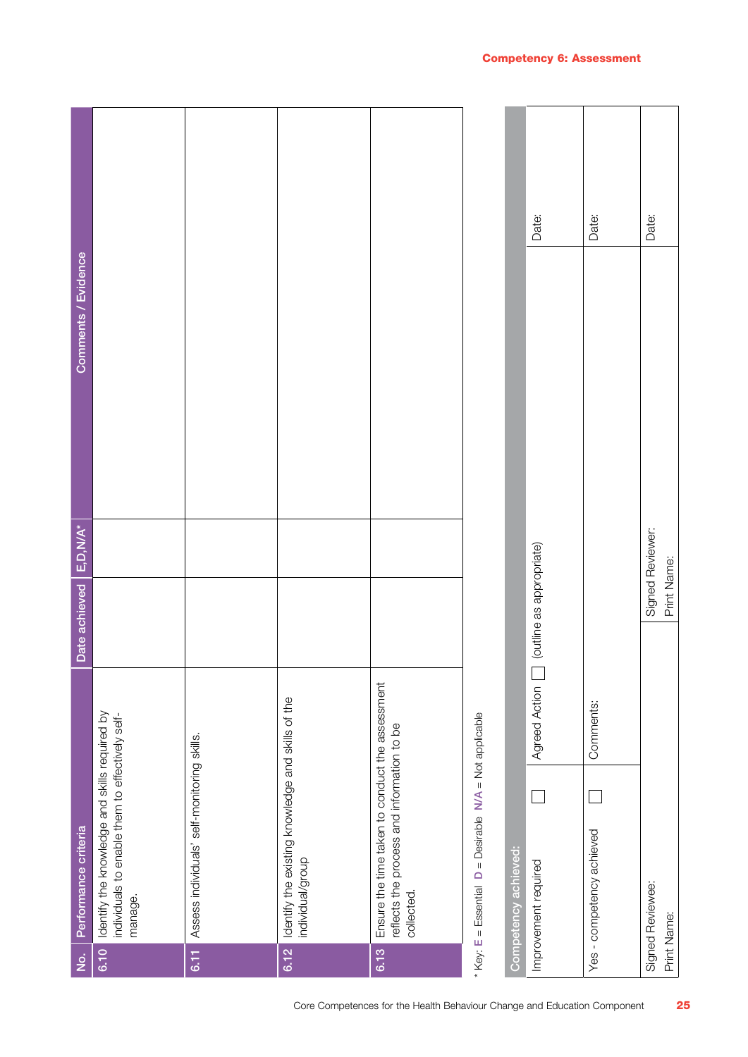## Competency 6: Assessment

| No. | Performance criteria | Date achieved | E,D,N/A* | Comments / Evidence |
|---|---|---|---|---|
| 6.10 | Identify the knowledge and skills required by individuals to enable them to effectively self-manage. | | | |
| 6.11 | Assess individuals' self-monitoring skills. | | | |
| 6.12 | Identify the existing knowledge and skills of the individual/group | | | |
| 6.13 | Ensure the time taken to conduct the assessment reflects the process and information to be collected. | | | |

* Key: **E** = Essential **D** = Desirable **N/A** = Not applicable

| Competency achieved: | | | |
|---|---|---|---|
| Improvement required ☐ | Agreed Action ☐ (outline as appropriate) | | Date: |
| Yes - competency achieved ☐ | Comments: | | Date: |
| Signed Reviewee:<br>Print Name: | | Signed Reviewer:<br>Print Name: | Date: |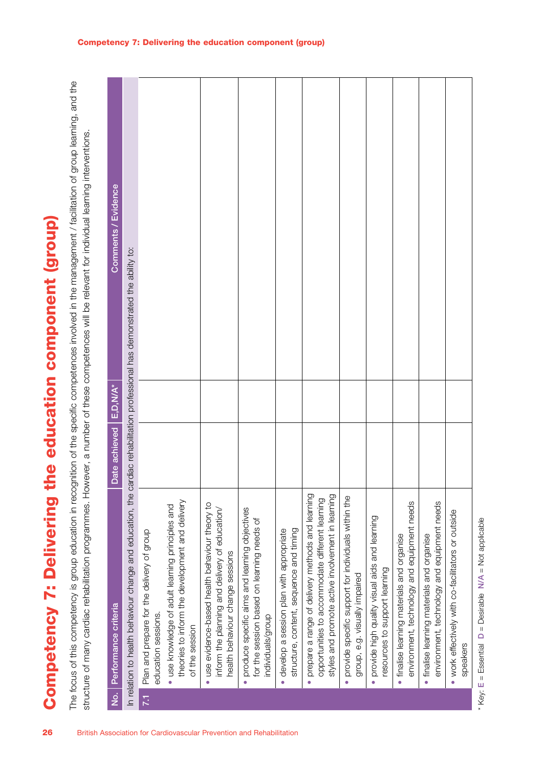# Competency 7: Delivering the education component (group)

The focus of this competency is group education in recognition of the specific competences involved in the management / facilitation of group learning, and the structure of many cardiac rehabilitation programmes. However, a number of these competences will be relevant for individual learning interventions.

| No. | Performance criteria | Date achieved | E,D,N/A* | Comments / Evidence |
|---|---|---|---|---|
| | In relation to health behaviour change and education, the cardiac rehabilitation professional has demonstrated the ability to: | | | |
| 7.1 | Plan and prepare for the delivery of group education sessions.<br>• use knowledge of adult learning principles and theories to inform the development and delivery of the session | | | |
| | • use evidence-based health behaviour theory to inform the planning and delivery of education/ health behaviour change sessions | | | |
| | • produce specific aims and learning objectives for the session based on learning needs of individuals/group | | | |
| | • develop a session plan with appropriate structure, content, sequence and timing | | | |
| | • prepare a range of delivery methods and learning opportunities to accommodate different learning styles and promote active involvement in learning | | | |
| | • provide specific support for individuals within the group, e.g. visually impaired | | | |
| | • provide high quality visual aids and learning resources to support learning | | | |
| | • finalise learning materials and organise environment, technology and equipment needs | | | |
| | • finalise learning materials and organise environment, technology and equipment needs | | | |
| | • work effectively with co-facilitators or outside speakers | | | |

* Key: E = Essential D = Desirable N/A = Not applicable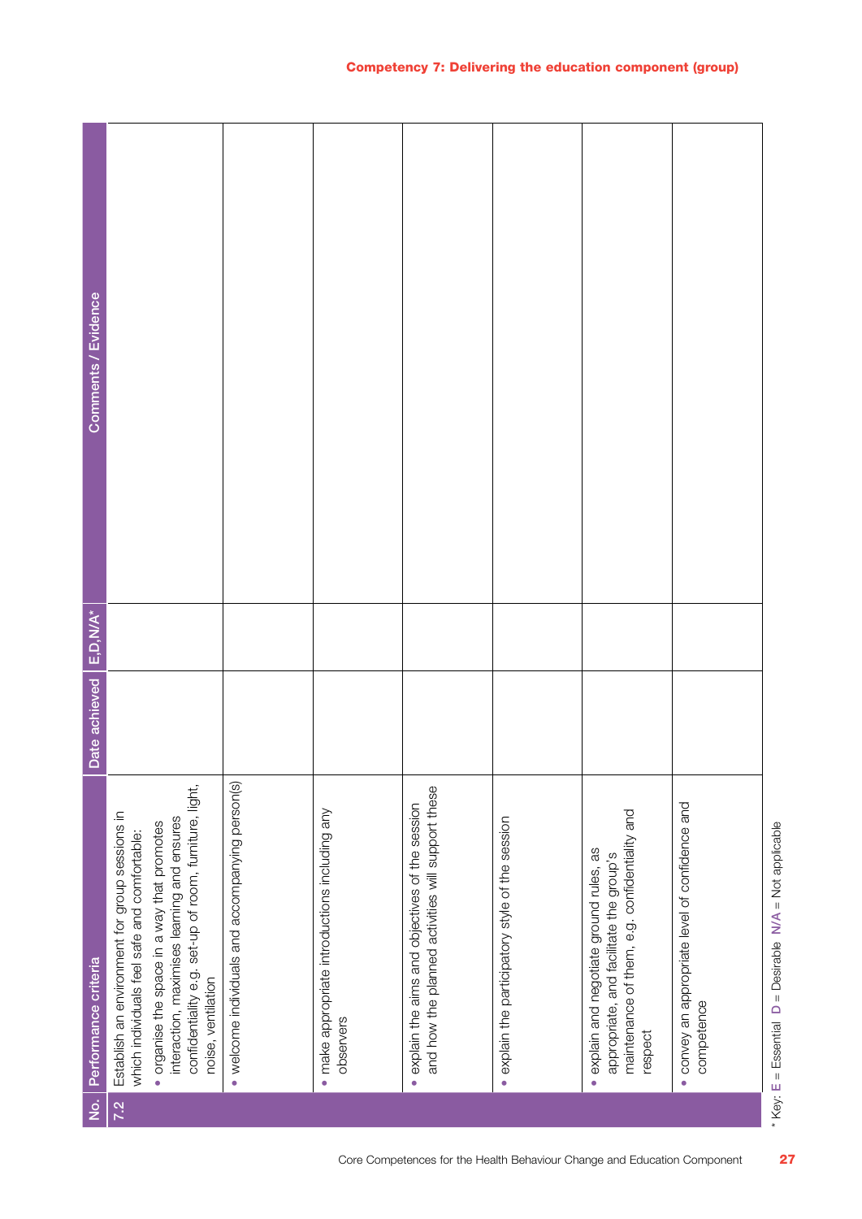## Competency 7: Delivering the education component (group)

| No. | Performance criteria | Date achieved | E,D,N/A* | Comments / Evidence |
|---|---|---|---|---|
| 7.2 | Establish an environment for group sessions in which individuals feel safe and comfortable:<br>• organise the space in a way that promotes interaction, maximises learning and ensures confidentiality e.g. set-up of room, furniture, light, noise, ventilation | | | |
| | • welcome individuals and accompanying person(s) | | | |
| | • make appropriate introductions including any observers | | | |
| | • explain the aims and objectives of the session and how the planned activities will support these | | | |
| | • explain the participatory style of the session | | | |
| | • explain and negotiate ground rules, as appropriate, and facilitate the group's maintenance of them, e.g. confidentiality and respect | | | |
| | • convey an appropriate level of confidence and competence | | | |

* Key: **E** = Essential **D** = Desirable **N/A** = Not applicable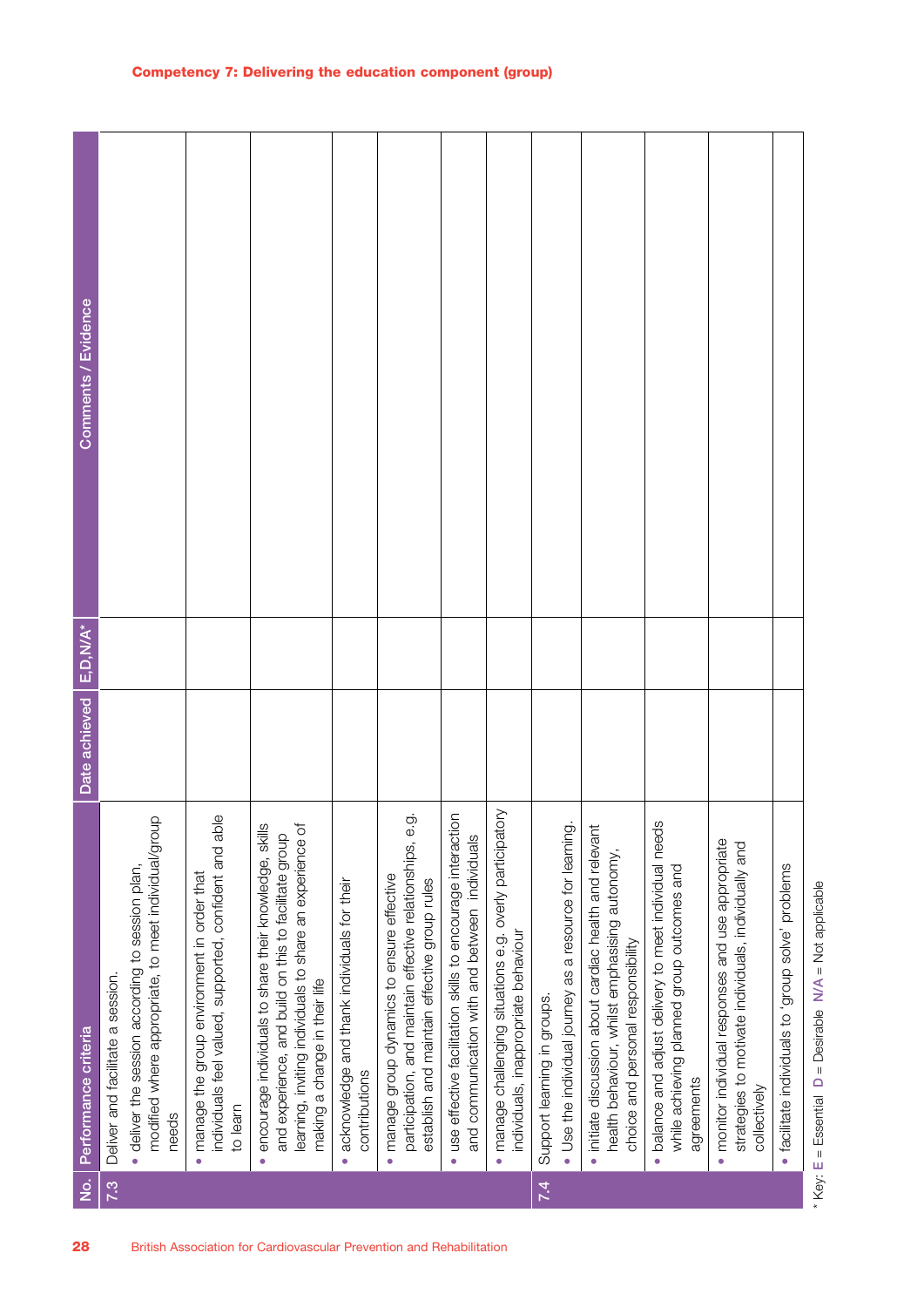## Competency 7: Delivering the education component (group)

| No. | Performance criteria | Date achieved | E,D,N/A* | Comments / Evidence |
|---|---|---|---|---|
| 7.3 | Deliver and facilitate a session.<br>• deliver the session according to session plan, modified where appropriate, to meet individual/group needs | | | |
| | • manage the group environment in order that individuals feel valued, supported, confident and able to learn | | | |
| | • encourage individuals to share their knowledge, skills and experience, and build on this to facilitate group learning, inviting individuals to share an experience of making a change in their life | | | |
| | • acknowledge and thank individuals for their contributions | | | |
| | • manage group dynamics to ensure effective participation, and maintain effective relationships, e.g. establish and maintain effective group rules | | | |
| | • use effective facilitation skills to encourage interaction and communication with and between individuals | | | |
| | • manage challenging situations e.g. overly participatory individuals, inappropriate behaviour | | | |
| 7.4 | Support learning in groups.<br>• Use the individual journey as a resource for learning. | | | |
| | • initiate discussion about cardiac health and relevant health behaviour, whilst emphasising autonomy, choice and personal responsibility | | | |
| | • balance and adjust delivery to meet individual needs while achieving planned group outcomes and agreements | | | |
| | • monitor individual responses and use appropriate strategies to motivate individuals, individually and collectively | | | |
| | • facilitate individuals to 'group solve' problems | | | |

* Key: **E** = Essential **D** = Desirable **N/A** = Not applicable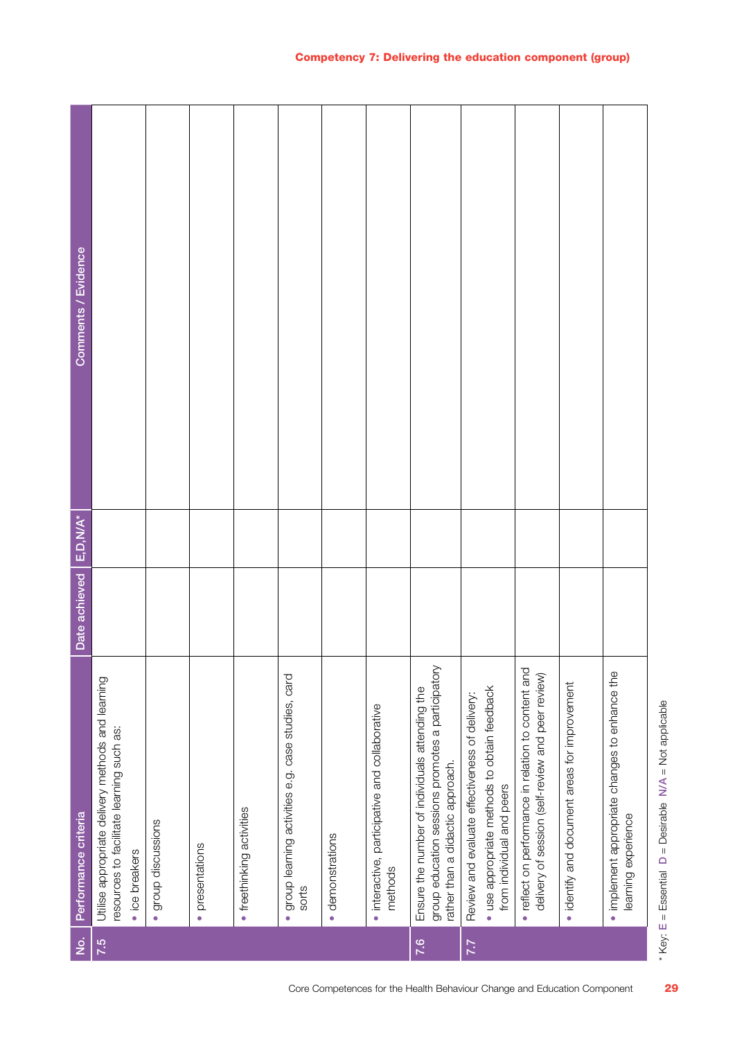## Competency 7: Delivering the education component (group)

| No. | Performance criteria | Date achieved | E,D,N/A* | Comments / Evidence |
|---|---|---|---|---|
| 7.5 | Utilise appropriate delivery methods and learning resources to facilitate learning such as:<br>• ice breakers | | | |
| | • group discussions | | | |
| | • presentations | | | |
| | • freethinking activities | | | |
| | • group learning activities e.g. case studies, card sorts | | | |
| | • demonstrations | | | |
| | • interactive, participative and collaborative methods | | | |
| 7.6 | Ensure the number of individuals attending the group education sessions promotes a participatory rather than a didactic approach. | | | |
| 7.7 | Review and evaluate effectiveness of delivery:<br>• use appropriate methods to obtain feedback from individual and peers | | | |
| | • reflect on performance in relation to content and delivery of session (self-review and peer review) | | | |
| | • identify and document areas for improvement | | | |
| | • implement appropriate changes to enhance the learning experience | | | |

* Key: **E** = Essential **D** = Desirable **N/A** = Not applicable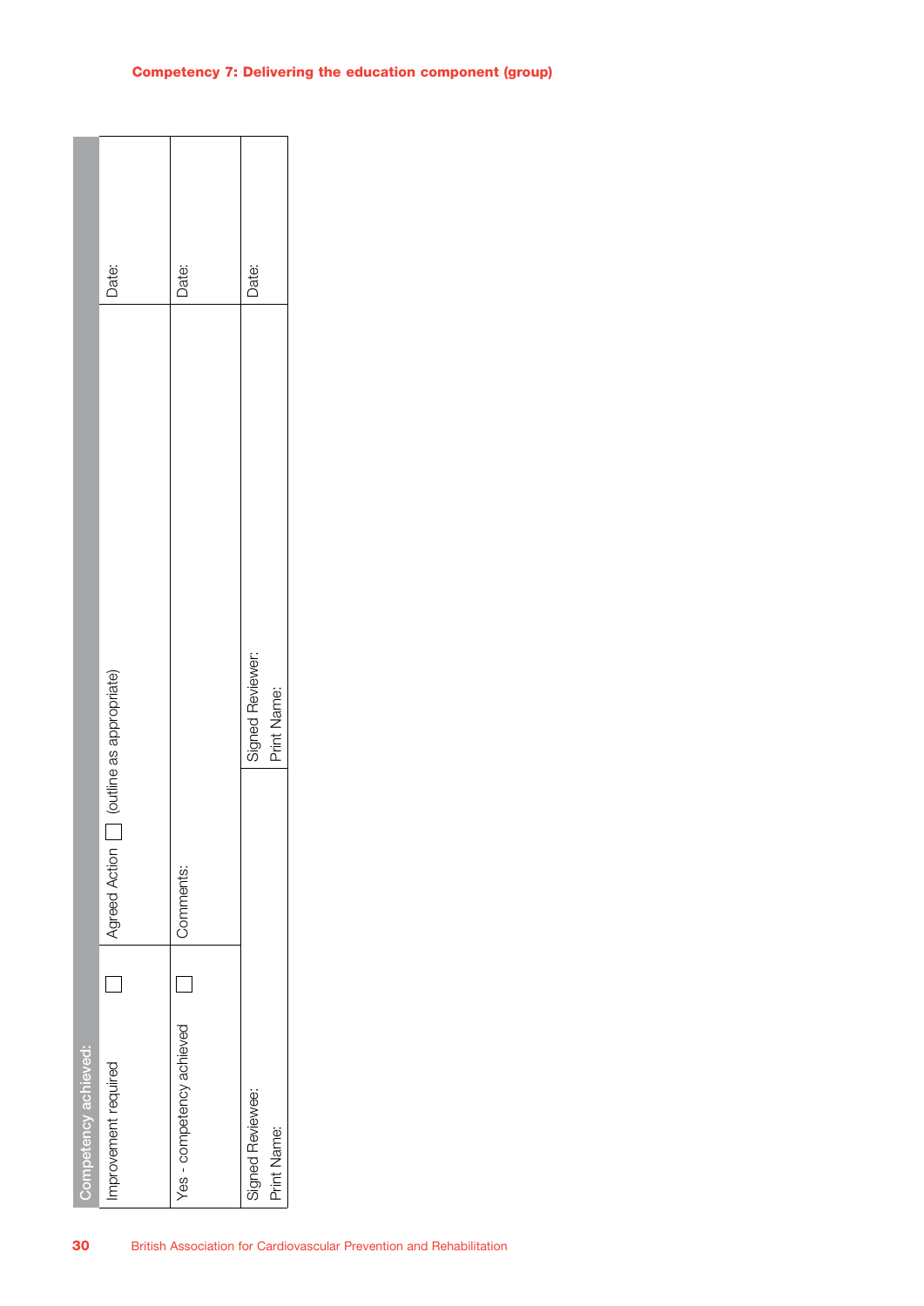**Competency 7: Delivering the education component (group)**

| Competency achieved: | | | |
|---|---|---|---|
| Improvement required | ☐ | Agreed Action ☐ (outline as appropriate) | Date: |
| Yes - competency achieved | ☐ | Comments: | Date: |
| Signed Reviewee:<br>Print Name: | | Signed Reviewer:<br>Print Name: | Date: |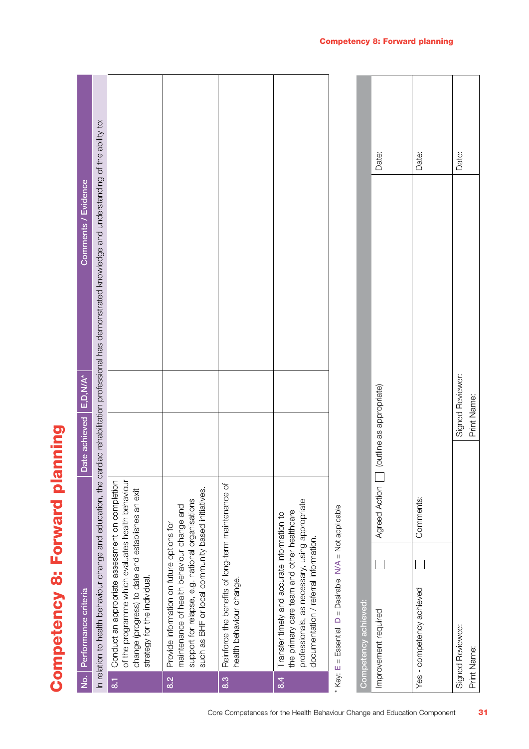# Competency 8: Forward planning

| No. | Performance criteria | Date achieved | E,D,N/A* | Comments / Evidence |
|---|---|---|---|---|
| | In relation to health behaviour change and education, the cardiac rehabilitation professional has demonstrated knowledge and understanding of the ability to: | | | |
| 8.1 | Conduct an appropriate assessment on completion of the programme which evaluates health behaviour change (progress) to date and establishes an exit strategy for the individual. | | | |
| 8.2 | Provide information on future options for maintenance of health behaviour change and support for relapse, e.g. national organisations such as BHF or local community based initiatives. | | | |
| 8.3 | Reinforce the benefits of long-term maintenance of health behaviour change. | | | |
| 8.4 | Transfer timely and accurate information to the primary care team and other healthcare professionals, as necessary, using appropriate documentation / referral information. | | | |

\* Key: **E** = Essential **D** = Desirable **N/A** = Not applicable

| Competency achieved: | | | |
|---|---|---|---|
| Improvement required ☐ | Agreed Action ☐ (outline as appropriate) | | Date: |
| Yes - competency achieved ☐ | Comments: | | Date: |
| Signed Reviewee: | | Signed Reviewer: | Date: |
| Print Name: | | Print Name: | |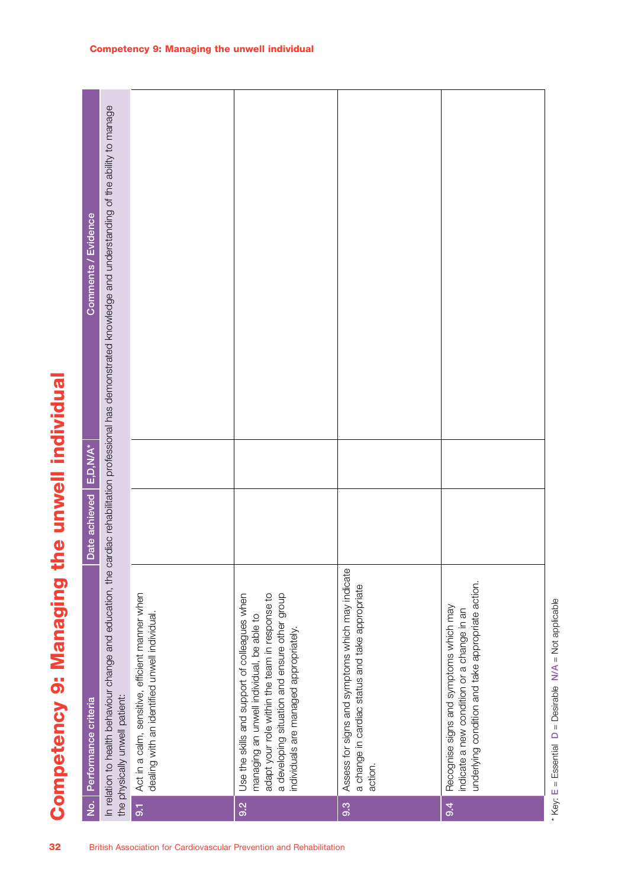# Competency 9: Managing the unwell individual

| No. | Performance criteria | Date achieved | E,D,N/A* | Comments / Evidence |
|---|---|---|---|---|
| | In relation to health behaviour change and education, the cardiac rehabilitation professional has demonstrated knowledge and understanding of the ability to manage the physically unwell patient: | | | |
| 9.1 | Act in a calm, sensitive, efficient manner when dealing with an identified unwell individual. | | | |
| 9.2 | Use the skills and support of colleagues when managing an unwell individual, be able to adapt your role within the team in response to a developing situation and ensure other group individuals are managed appropriately. | | | |
| 9.3 | Assess for signs and symptoms which may indicate a change in cardiac status and take appropriate action. | | | |
| 9.4 | Recognise signs and symptoms which may indicate a new condition or a change in an underlying condition and take appropriate action. | | | |

\* Key: **E** = Essential **D** = Desirable **N/A** = Not applicable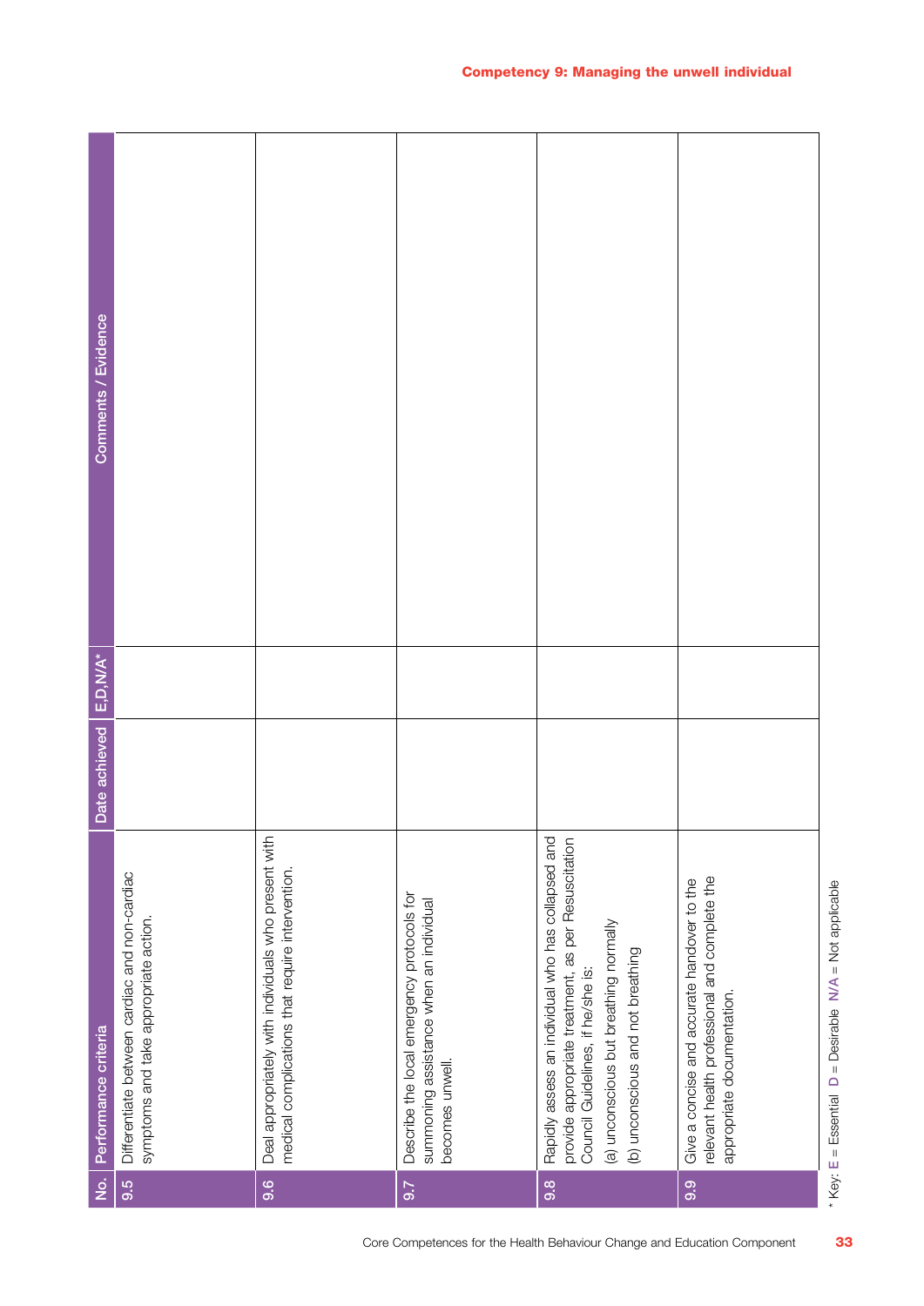## Competency 9: Managing the unwell individual

| No. | Performance criteria | Date achieved | E,D,N/A* | Comments / Evidence |
| --- | --- | --- | --- | --- |
| 9.5 | Differentiate between cardiac and non-cardiac symptoms and take appropriate action. | | | |
| 9.6 | Deal appropriately with individuals who present with medical complications that require intervention. | | | |
| 9.7 | Describe the local emergency protocols for summoning assistance when an individual becomes unwell. | | | |
| 9.8 | Rapidly assess an individual who has collapsed and provide appropriate treatment, as per Resuscitation Council Guidelines, if he/she is:<br>(a) unconscious but breathing normally<br>(b) unconscious and not breathing | | | |
| 9.9 | Give a concise and accurate handover to the relevant health professional and complete the appropriate documentation. | | | |

* Key: E = Essential D = Desirable N/A = Not applicable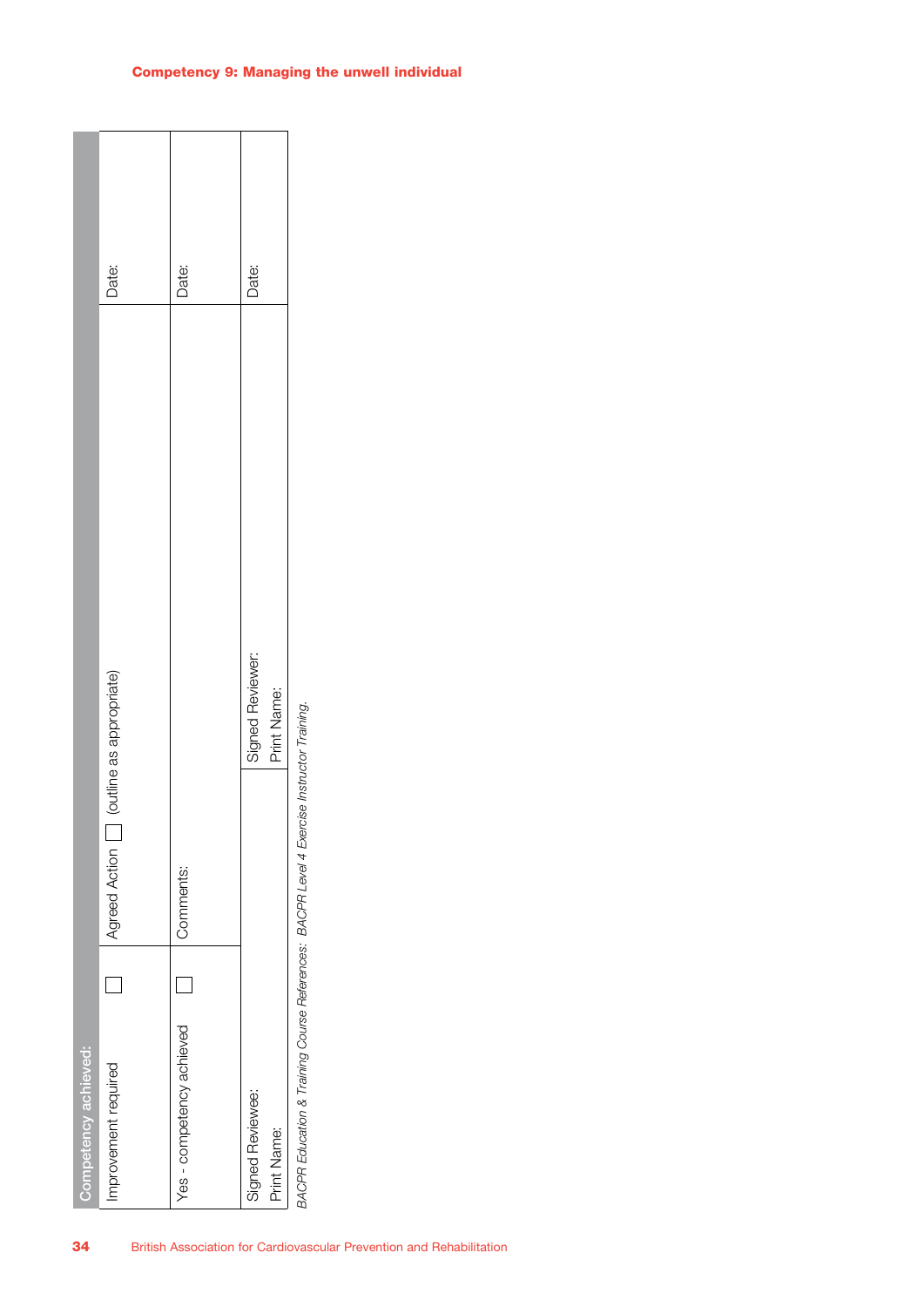### Competency 9: Managing the unwell individual

| Competency achieved: | | | |
|---|---|---|---|
| Improvement required | ☐ | Agreed Action ☐ (outline as appropriate) | Date: |
| Yes - competency achieved | ☐ | Comments: | Date: |
| Signed Reviewee:<br>Print Name: | | Signed Reviewer:<br>Print Name: | Date: |

*BACPR Education & Training Course References: BACPR Level 4 Exercise Instructor Training.*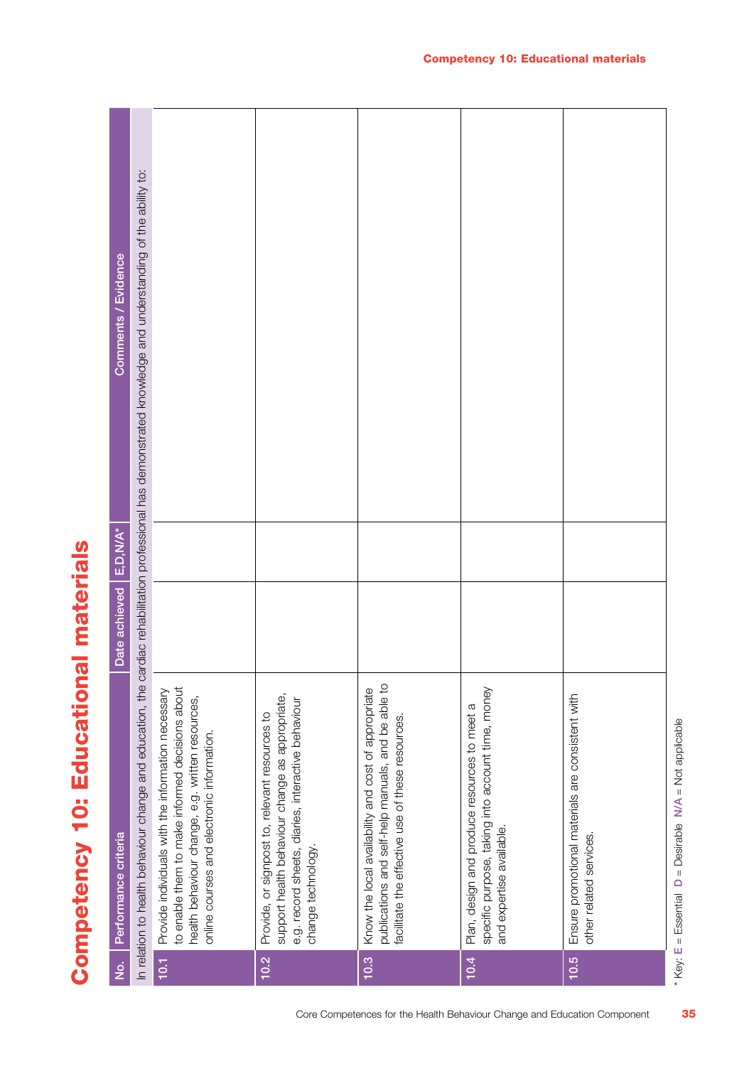# Competency 10: Educational materials

| No. | Performance criteria | Date achieved | E,D,N/A* | Comments / Evidence |
|---|---|---|---|---|
| In relation to health behaviour change and education, the cardiac rehabilitation professional has demonstrated knowledge and understanding of the ability to: | | | | |
| 10.1 | Provide individuals with the information necessary to enable them to make informed decisions about health behaviour change, e.g. written resources, online courses and electronic information. | | | |
| 10.2 | Provide, or signpost to, relevant resources to support health behaviour change as appropriate, e.g. record sheets, diaries, interactive behaviour change technology. | | | |
| 10.3 | Know the local availability and cost of appropriate publications and self-help manuals, and be able to facilitate the effective use of these resources. | | | |
| 10.4 | Plan, design and produce resources to meet a specific purpose, taking into account time, money and expertise available. | | | |
| 10.5 | Ensure promotional materials are consistent with other related services. | | | |

* Key: **E** = Essential **D** = Desirable **N/A** = Not applicable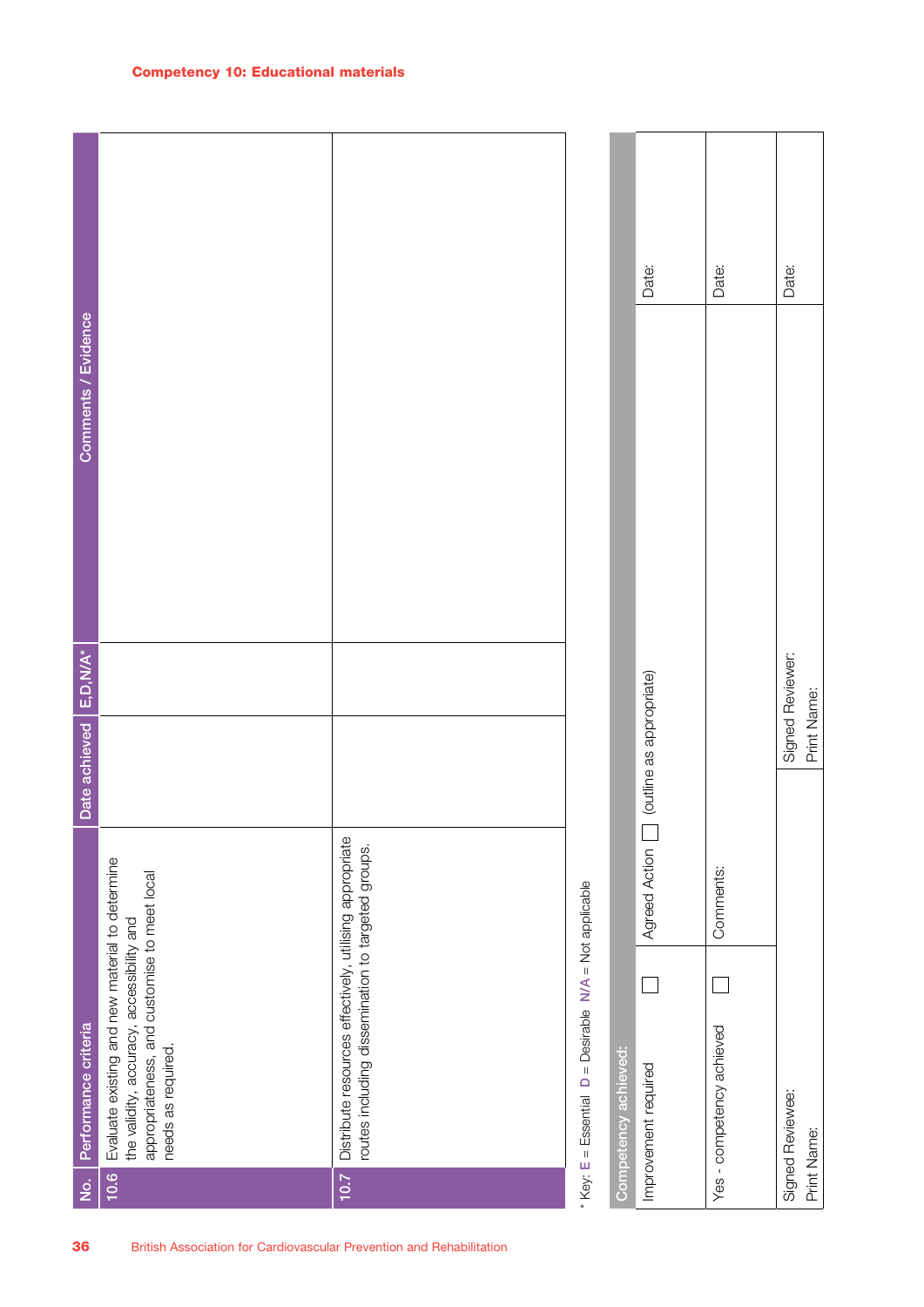## Competency 10: Educational materials

| No. | Performance criteria | Date achieved | E,D,N/A* | Comments / Evidence |
|---|---|---|---|---|
| 10.6 | Evaluate existing and new material to determine the validity, accuracy, accessibility and appropriateness, and customise to meet local needs as required. | | | |
| 10.7 | Distribute resources effectively, utilising appropriate routes including dissemination to targeted groups. | | | |

* Key: **E** = Essential **D** = Desirable **N/A** = Not applicable

| Competency achieved: | | | |
|---|---|---|---|
| Improvement required ☐ | Agreed Action ☐ (outline as appropriate) | | Date: |
| Yes - competency achieved ☐ | Comments: | | Date: |
| Signed Reviewee: Print Name: | | Signed Reviewer: Print Name: | Date: |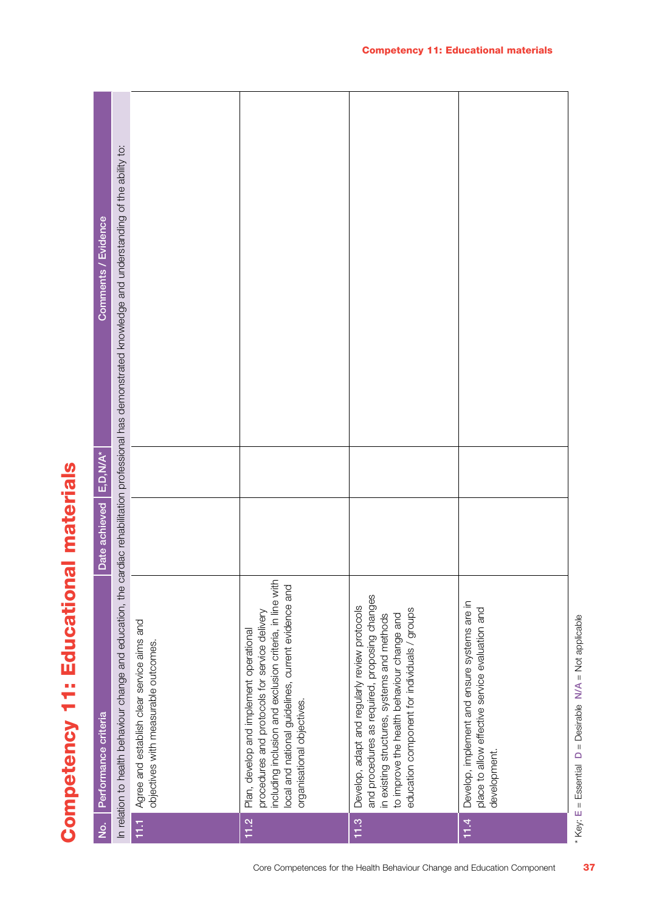# Competency 11: Educational materials

| No. | Performance criteria | Date achieved | E,D,N/A* | Comments / Evidence |
| --- | --- | --- | --- | --- |
| In relation to health behaviour change and education, the cardiac rehabilitation professional has demonstrated knowledge and understanding of the ability to: | | | | |
| 11.1 | Agree and establish clear service aims and objectives with measurable outcomes. | | | |
| 11.2 | Plan, develop and implement operational procedures and protocols for service delivery including inclusion and exclusion criteria, in line with local and national guidelines, current evidence and organisational objectives. | | | |
| 11.3 | Develop, adapt and regularly review protocols and procedures as required, proposing changes in existing structures, systems and methods to improve the health behaviour change and education component for individuals / groups | | | |
| 11.4 | Develop, implement and ensure systems are in place to allow effective service evaluation and development. | | | |

\* Key: **E** = Essential **D** = Desirable **N/A** = Not applicable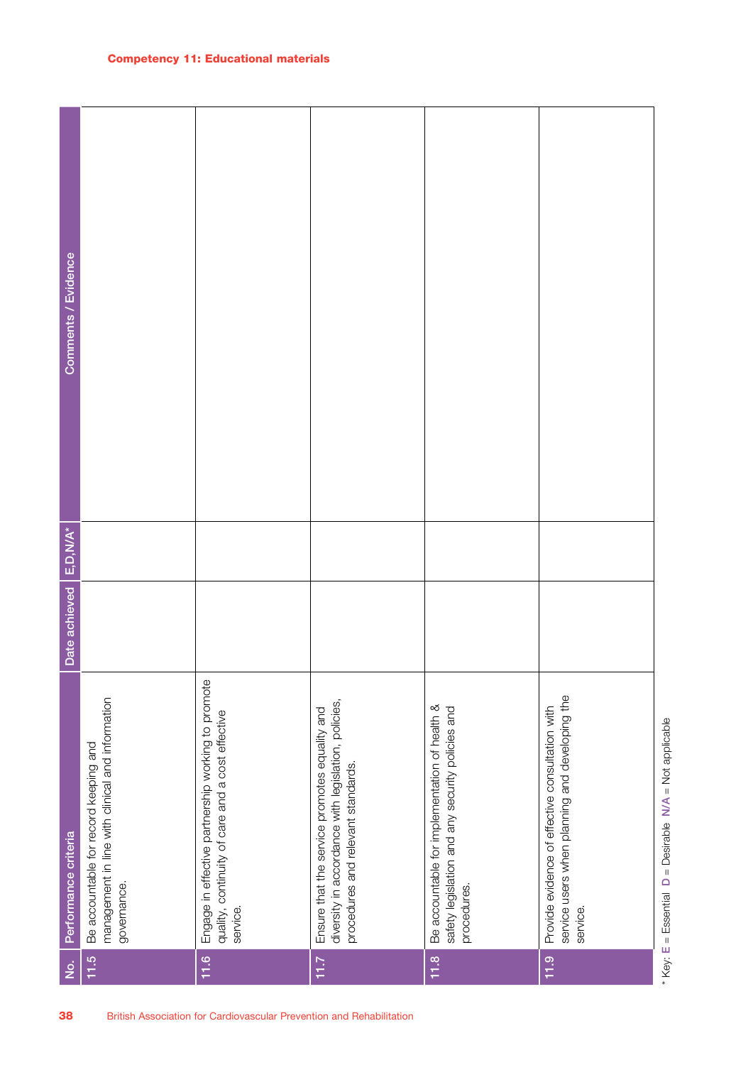### Competency 11: Educational materials

| No. | Performance criteria | Date achieved | E,D,N/A* | Comments / Evidence |
|---|---|---|---|---|
| 11.5 | Be accountable for record keeping and management in line with clinical and information governance. | | | |
| 11.6 | Engage in effective partnership working to promote quality, continuity of care and a cost effective service. | | | |
| 11.7 | Ensure that the service promotes equality and diversity in accordance with legislation, policies, procedures and relevant standards. | | | |
| 11.8 | Be accountable for implementation of health & safety legislation and any security policies and procedures. | | | |
| 11.9 | Provide evidence of effective consultation with service users when planning and developing the service. | | | |

\* Key: **E** = Essential **D** = Desirable **N/A** = Not applicable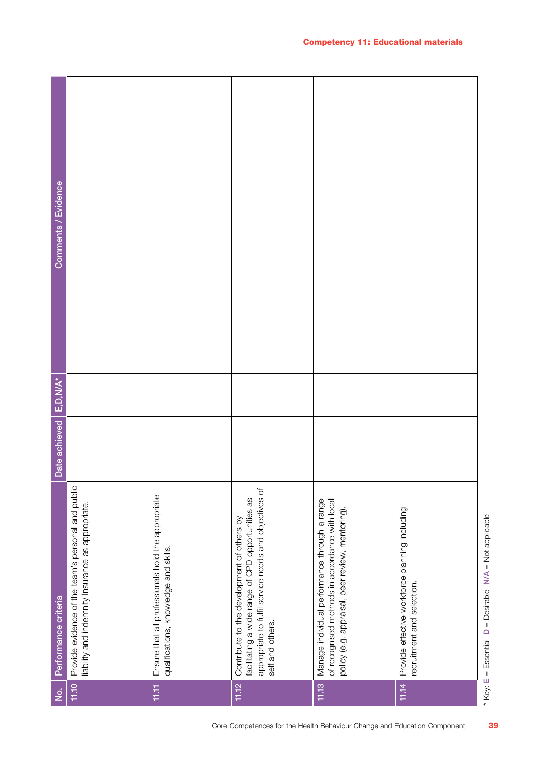## Competency 11: Educational materials

| No. | Performance criteria | Date achieved | E,D,N/A* | Comments / Evidence |
|---|---|---|---|---|
| 11.10 | Provide evidence of the team's personal and public liability and indemnity Insurance as appropriate. | | | |
| 11.11 | Ensure that all professionals hold the appropriate qualifications, knowledge and skills. | | | |
| 11.12 | Contribute to the development of others by facilitating a wide range of CPD opportunities as appropriate to fulfil service needs and objectives of self and others. | | | |
| 11.13 | Manage individual performance through a range of recognised methods in accordance with local policy (e.g. appraisal, peer review, mentoring). | | | |
| 11.14 | Provide effective workforce planning including recruitment and selection. | | | |

* Key: **E** = Essential **D** = Desirable **N/A** = Not applicable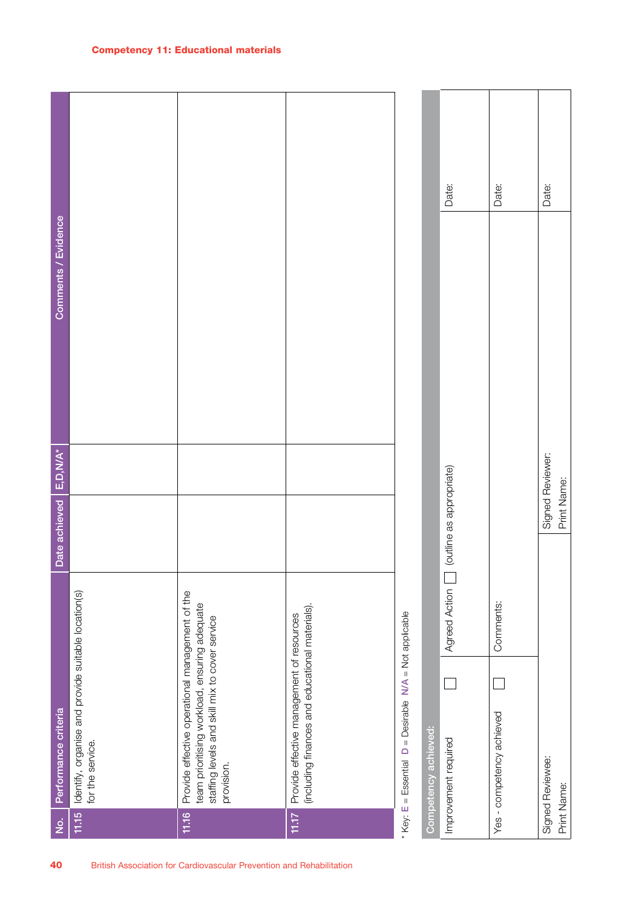## Competency 11: Educational materials

| No. | Performance criteria | Date achieved | E,D,N/A* | Comments / Evidence |
|---|---|---|---|---|
| 11.15 | Identify, organise and provide suitable location(s) for the service. | | | |
| 11.16 | Provide effective operational management of the team prioritising workload, ensuring adequate staffing levels and skill mix to cover service provision. | | | |
| 11.17 | Provide effective management of resources (including finances and educational materials). | | | |

\* Key: E = Essential D = Desirable N/A = Not applicable

| Competency achieved: | | | |
|---|---|---|---|
| Improvement required ☐ | Agreed Action ☐ (outline as appropriate) | | Date: |
| Yes - competency achieved ☐ | Comments: | | Date: |
| Signed Reviewee:<br>Print Name: | | Signed Reviewer:<br>Print Name: | Date: |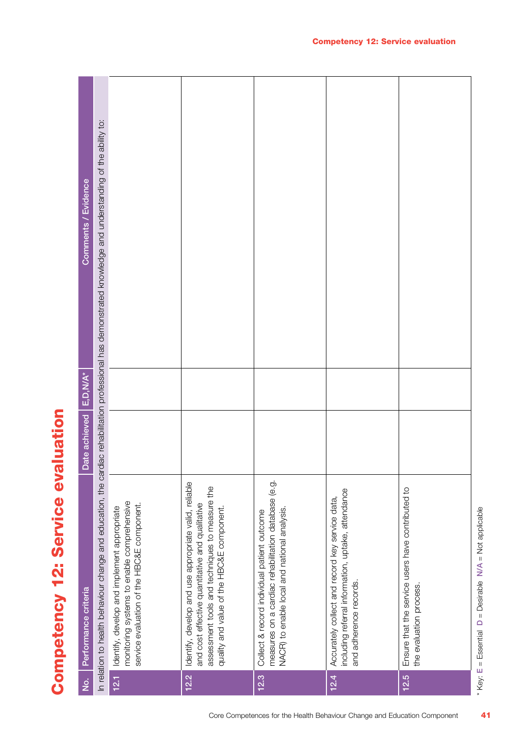# Competency 12: Service evaluation

| No. | Performance criteria | Date achieved | E,D,N/A* | Comments / Evidence |
|---|---|---|---|---|
| | In relation to health behaviour change and education, the cardiac rehabilitation professional has demonstrated knowledge and understanding of the ability to: | | | |
| 12.1 | Identify, develop and implement appropriate monitoring systems to enable comprehensive service evaluation of the HBC&E component. | | | |
| 12.2 | Identify, develop and use appropriate valid, reliable and cost effective quantitative and qualitative assessment tools and techniques to measure the quality and value of the HBC&E component. | | | |
| 12.3 | Collect & record individual patient outcome measures on a cardiac rehabilitation database (e.g. NACR) to enable local and national analysis. | | | |
| 12.4 | Accurately collect and record key service data, including referral information, uptake, attendance and adherence records. | | | |
| 12.5 | Ensure that the service users have contributed to the evaluation process. | | | |

\* Key: E = Essential D = Desirable N/A = Not applicable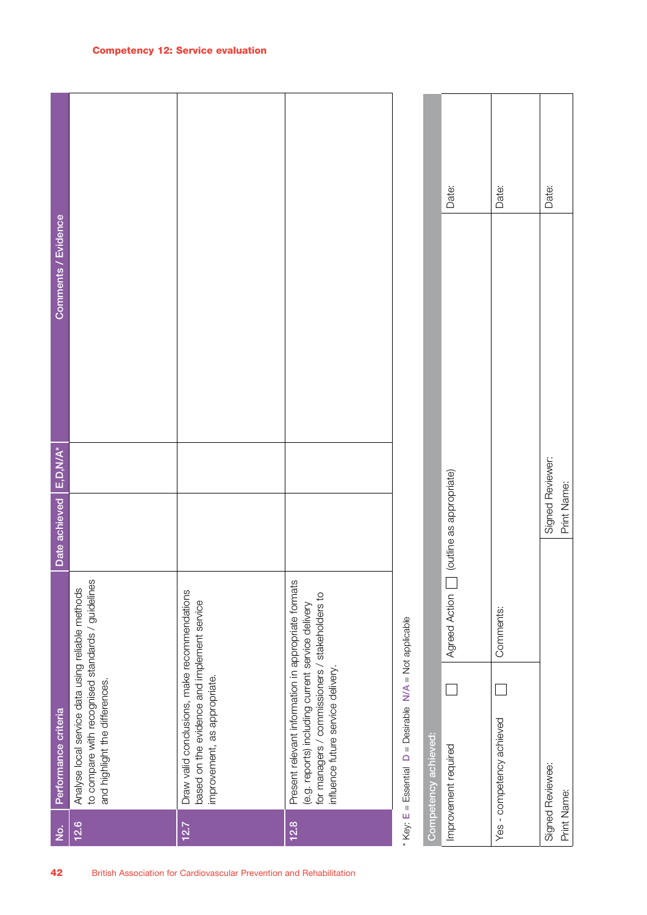## Competency 12: Service evaluation

| No. | Performance criteria | Date achieved | E,D,N/A* | Comments / Evidence |
|---|---|---|---|---|
| 12.6 | Analyse local service data using reliable methods to compare with recognised standards / guidelines and highlight the differences. | | | |
| 12.7 | Draw valid conclusions, make recommendations based on the evidence and implement service improvement, as appropriate. | | | |
| 12.8 | Present relevant information in appropriate formats (e.g. reports) including current service delivery for managers / commissioners / stakeholders to influence future service delivery. | | | |

\* Key: E = Essential D = Desirable N/A = Not applicable

| Competency achieved: | | |
|---|---|---|
| Improvement required ☐ | Agreed Action ☐ (outline as appropriate) | Date: |
| Yes - competency achieved ☐ | Comments: | Date: |
| Signed Reviewee: Print Name: | Signed Reviewer: Print Name: | Date: |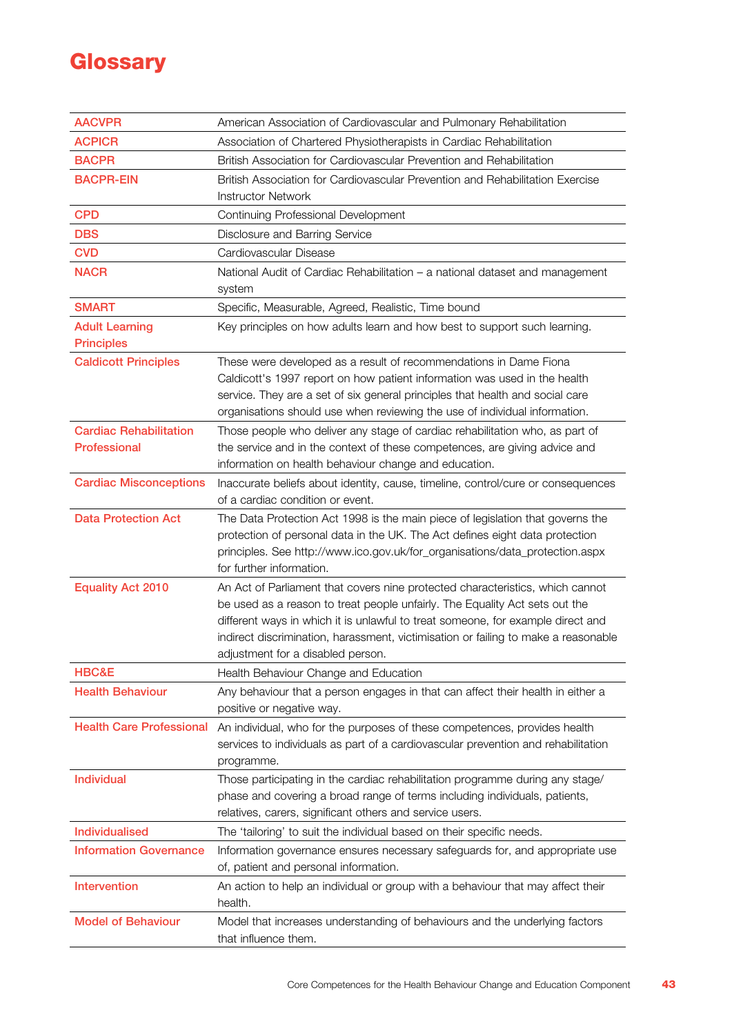# Glossary

| Term | Definition |
|---|---|
| AACVPR | American Association of Cardiovascular and Pulmonary Rehabilitation |
| ACPICR | Association of Chartered Physiotherapists in Cardiac Rehabilitation |
| BACPR | British Association for Cardiovascular Prevention and Rehabilitation |
| BACPR-EIN | British Association for Cardiovascular Prevention and Rehabilitation Exercise Instructor Network |
| CPD | Continuing Professional Development |
| DBS | Disclosure and Barring Service |
| CVD | Cardiovascular Disease |
| NACR | National Audit of Cardiac Rehabilitation – a national dataset and management system |
| SMART | Specific, Measurable, Agreed, Realistic, Time bound |
| Adult Learning Principles | Key principles on how adults learn and how best to support such learning. |
| Caldicott Principles | These were developed as a result of recommendations in Dame Fiona Caldicott's 1997 report on how patient information was used in the health service. They are a set of six general principles that health and social care organisations should use when reviewing the use of individual information. |
| Cardiac Rehabilitation Professional | Those people who deliver any stage of cardiac rehabilitation who, as part of the service and in the context of these competences, are giving advice and information on health behaviour change and education. |
| Cardiac Misconceptions | Inaccurate beliefs about identity, cause, timeline, control/cure or consequences of a cardiac condition or event. |
| Data Protection Act | The Data Protection Act 1998 is the main piece of legislation that governs the protection of personal data in the UK. The Act defines eight data protection principles. See http://www.ico.gov.uk/for_organisations/data_protection.aspx for further information. |
| Equality Act 2010 | An Act of Parliament that covers nine protected characteristics, which cannot be used as a reason to treat people unfairly. The Equality Act sets out the different ways in which it is unlawful to treat someone, for example direct and indirect discrimination, harassment, victimisation or failing to make a reasonable adjustment for a disabled person. |
| HBC&E | Health Behaviour Change and Education |
| Health Behaviour | Any behaviour that a person engages in that can affect their health in either a positive or negative way. |
| Health Care Professional | An individual, who for the purposes of these competences, provides health services to individuals as part of a cardiovascular prevention and rehabilitation programme. |
| Individual | Those participating in the cardiac rehabilitation programme during any stage/phase and covering a broad range of terms including individuals, patients, relatives, carers, significant others and service users. |
| Individualised | The 'tailoring' to suit the individual based on their specific needs. |
| Information Governance | Information governance ensures necessary safeguards for, and appropriate use of, patient and personal information. |
| Intervention | An action to help an individual or group with a behaviour that may affect their health. |
| Model of Behaviour | Model that increases understanding of behaviours and the underlying factors that influence them. |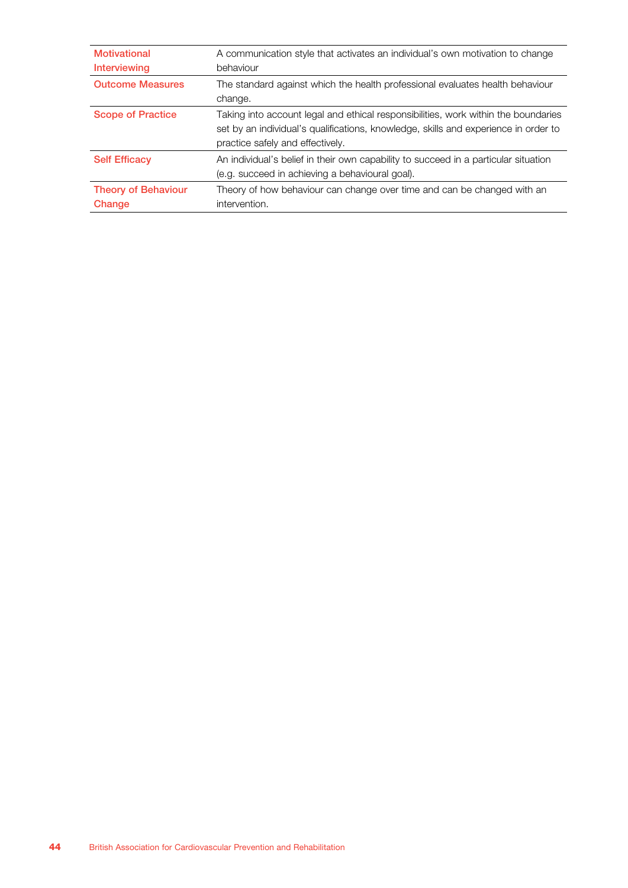| | |
|---|---|
| **Motivational Interviewing** | A communication style that activates an individual's own motivation to change behaviour |
| **Outcome Measures** | The standard against which the health professional evaluates health behaviour change. |
| **Scope of Practice** | Taking into account legal and ethical responsibilities, work within the boundaries set by an individual's qualifications, knowledge, skills and experience in order to practice safely and effectively. |
| **Self Efficacy** | An individual's belief in their own capability to succeed in a particular situation (e.g. succeed in achieving a behavioural goal). |
| **Theory of Behaviour Change** | Theory of how behaviour can change over time and can be changed with an intervention. |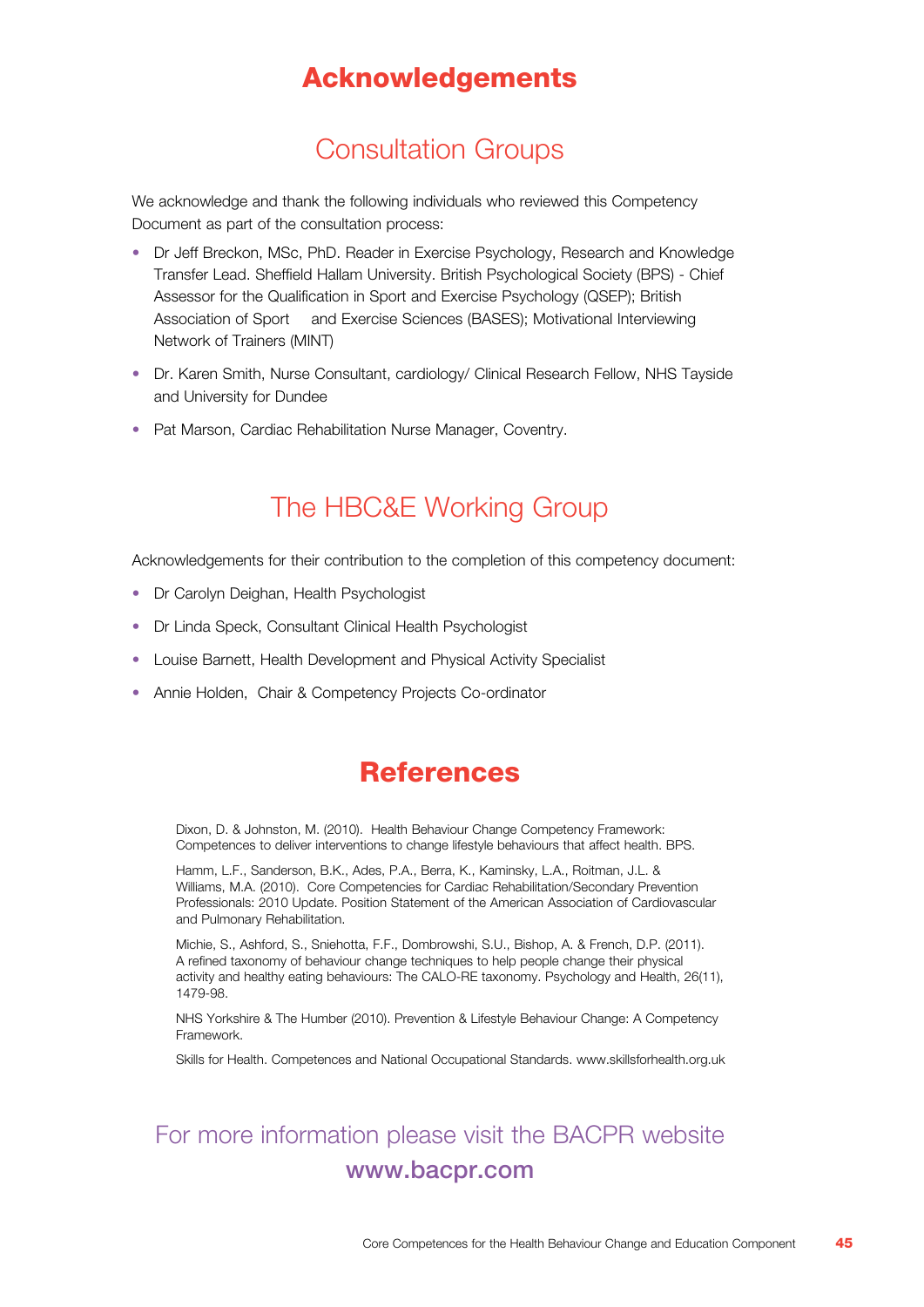# Acknowledgements

## Consultation Groups

We acknowledge and thank the following individuals who reviewed this Competency Document as part of the consultation process:

- Dr Jeff Breckon, MSc, PhD. Reader in Exercise Psychology, Research and Knowledge Transfer Lead. Sheffield Hallam University. British Psychological Society (BPS) - Chief Assessor for the Qualification in Sport and Exercise Psychology (QSEP); British Association of Sport and Exercise Sciences (BASES); Motivational Interviewing Network of Trainers (MINT)
- Dr. Karen Smith, Nurse Consultant, cardiology/ Clinical Research Fellow, NHS Tayside and University for Dundee
- Pat Marson, Cardiac Rehabilitation Nurse Manager, Coventry.

## The HBC&E Working Group

Acknowledgements for their contribution to the completion of this competency document:

- Dr Carolyn Deighan, Health Psychologist
- Dr Linda Speck, Consultant Clinical Health Psychologist
- Louise Barnett, Health Development and Physical Activity Specialist
- Annie Holden, Chair & Competency Projects Co-ordinator

# References

Dixon, D. & Johnston, M. (2010). Health Behaviour Change Competency Framework: Competences to deliver interventions to change lifestyle behaviours that affect health. BPS.

Hamm, L.F., Sanderson, B.K., Ades, P.A., Berra, K., Kaminsky, L.A., Roitman, J.L. & Williams, M.A. (2010). Core Competencies for Cardiac Rehabilitation/Secondary Prevention Professionals: 2010 Update. Position Statement of the American Association of Cardiovascular and Pulmonary Rehabilitation.

Michie, S., Ashford, S., Sniehotta, F.F., Dombrowshi, S.U., Bishop, A. & French, D.P. (2011). A refined taxonomy of behaviour change techniques to help people change their physical activity and healthy eating behaviours: The CALO-RE taxonomy. Psychology and Health, 26(11), 1479-98.

NHS Yorkshire & The Humber (2010). Prevention & Lifestyle Behaviour Change: A Competency Framework.

Skills for Health. Competences and National Occupational Standards. www.skillsforhealth.org.uk

For more information please visit the BACPR website
**www.bacpr.com**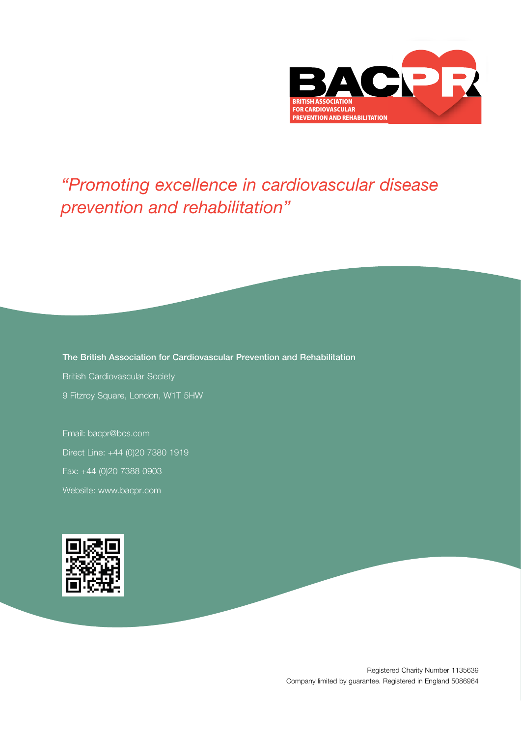BACPR

BRITISH ASSOCIATION FOR CARDIOVASCULAR PREVENTION AND REHABILITATION

*"Promoting excellence in cardiovascular disease prevention and rehabilitation"*

**The British Association for Cardiovascular Prevention and Rehabilitation**

British Cardiovascular Society

9 Fitzroy Square, London, W1T 5HW

Email: bacpr@bcs.com

Direct Line: +44 (0)20 7380 1919

Fax: +44 (0)20 7388 0903

Website: www.bacpr.com

Registered Charity Number 1135639

Company limited by guarantee. Registered in England 5086964